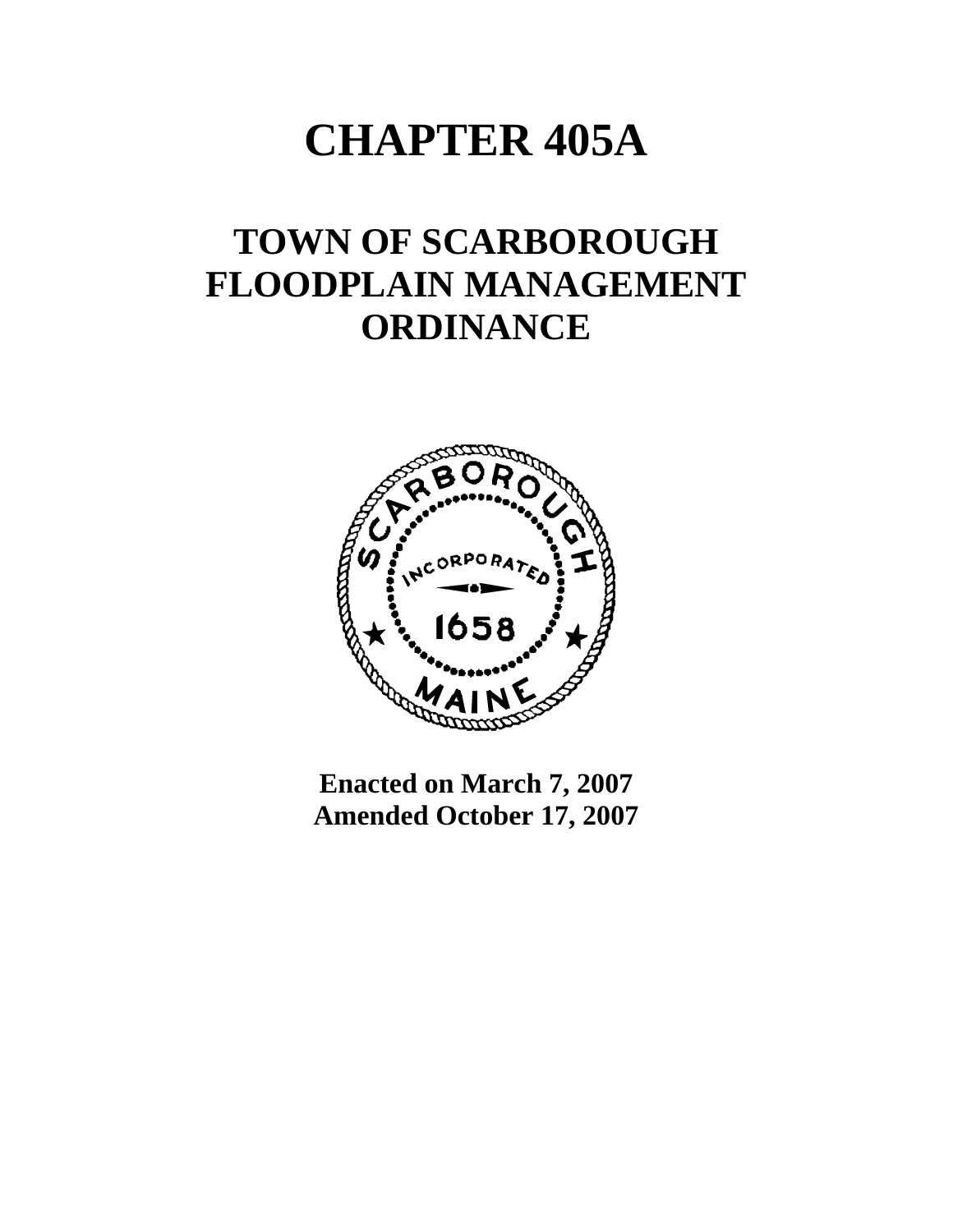# CHAPTER 405A

## TOWN OF SCARBOROUGH FLOODPLAIN MANAGEMENT ORDINANCE

**Enacted on March 7, 2007**
**Amended October 17, 2007**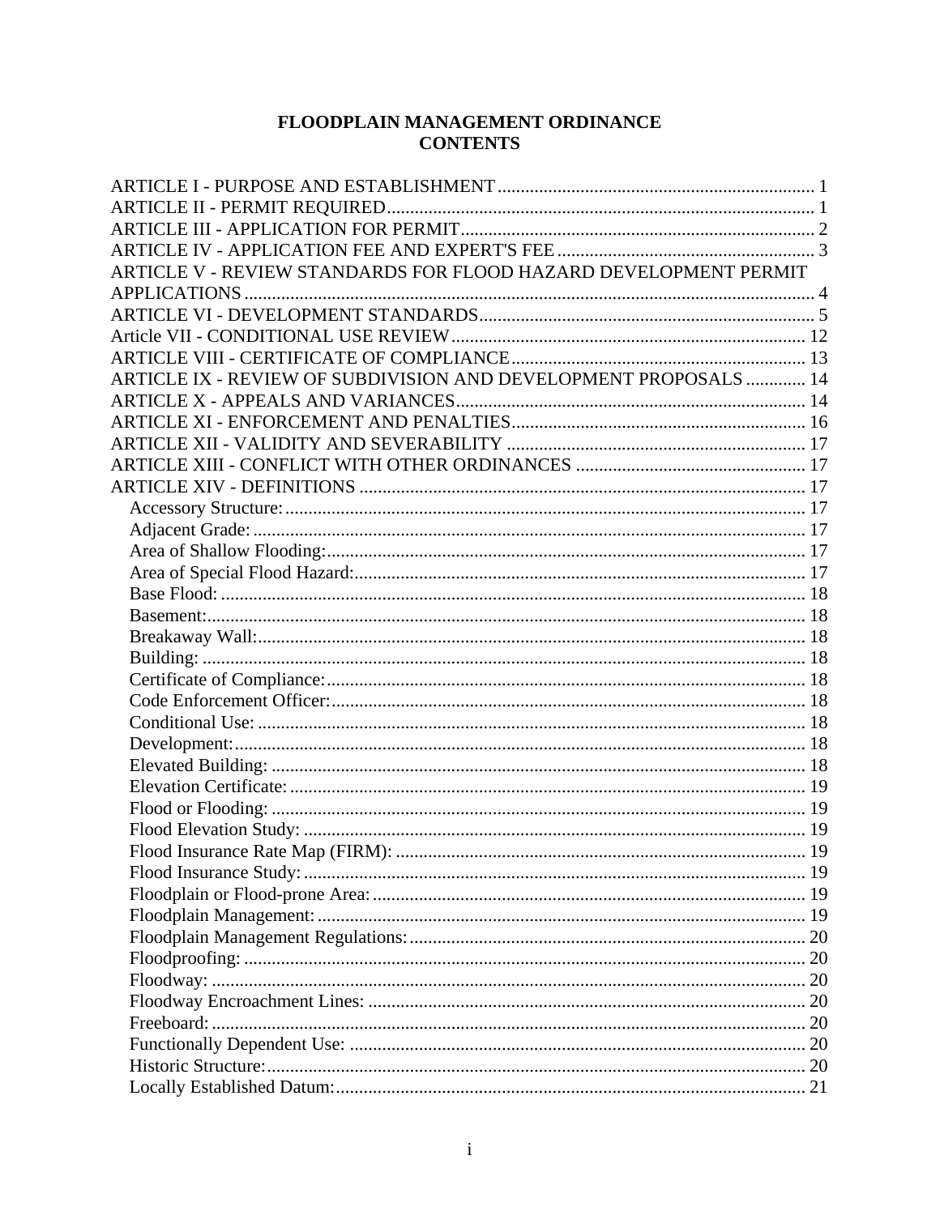# FLOODPLAIN MANAGEMENT ORDINANCE
## CONTENTS

ARTICLE I - PURPOSE AND ESTABLISHMENT ........ 1
ARTICLE II - PERMIT REQUIRED ........ 1
ARTICLE III - APPLICATION FOR PERMIT ........ 2
ARTICLE IV - APPLICATION FEE AND EXPERT'S FEE ........ 3
ARTICLE V - REVIEW STANDARDS FOR FLOOD HAZARD DEVELOPMENT PERMIT APPLICATIONS ........ 4
ARTICLE VI - DEVELOPMENT STANDARDS ........ 5
Article VII - CONDITIONAL USE REVIEW ........ 12
ARTICLE VIII - CERTIFICATE OF COMPLIANCE ........ 13
ARTICLE IX - REVIEW OF SUBDIVISION AND DEVELOPMENT PROPOSALS ........ 14
ARTICLE X - APPEALS AND VARIANCES ........ 14
ARTICLE XI - ENFORCEMENT AND PENALTIES ........ 16
ARTICLE XII - VALIDITY AND SEVERABILITY ........ 17
ARTICLE XIII - CONFLICT WITH OTHER ORDINANCES ........ 17
ARTICLE XIV - DEFINITIONS ........ 17

- Accessory Structure: ........ 17
- Adjacent Grade: ........ 17
- Area of Shallow Flooding: ........ 17
- Area of Special Flood Hazard: ........ 17
- Base Flood: ........ 18
- Basement: ........ 18
- Breakaway Wall: ........ 18
- Building: ........ 18
- Certificate of Compliance: ........ 18
- Code Enforcement Officer: ........ 18
- Conditional Use: ........ 18
- Development: ........ 18
- Elevated Building: ........ 18
- Elevation Certificate: ........ 19
- Flood or Flooding: ........ 19
- Flood Elevation Study: ........ 19
- Flood Insurance Rate Map (FIRM): ........ 19
- Flood Insurance Study: ........ 19
- Floodplain or Flood-prone Area: ........ 19
- Floodplain Management: ........ 19
- Floodplain Management Regulations: ........ 20
- Floodproofing: ........ 20
- Floodway: ........ 20
- Floodway Encroachment Lines: ........ 20
- Freeboard: ........ 20
- Functionally Dependent Use: ........ 20
- Historic Structure: ........ 20
- Locally Established Datum: ........ 21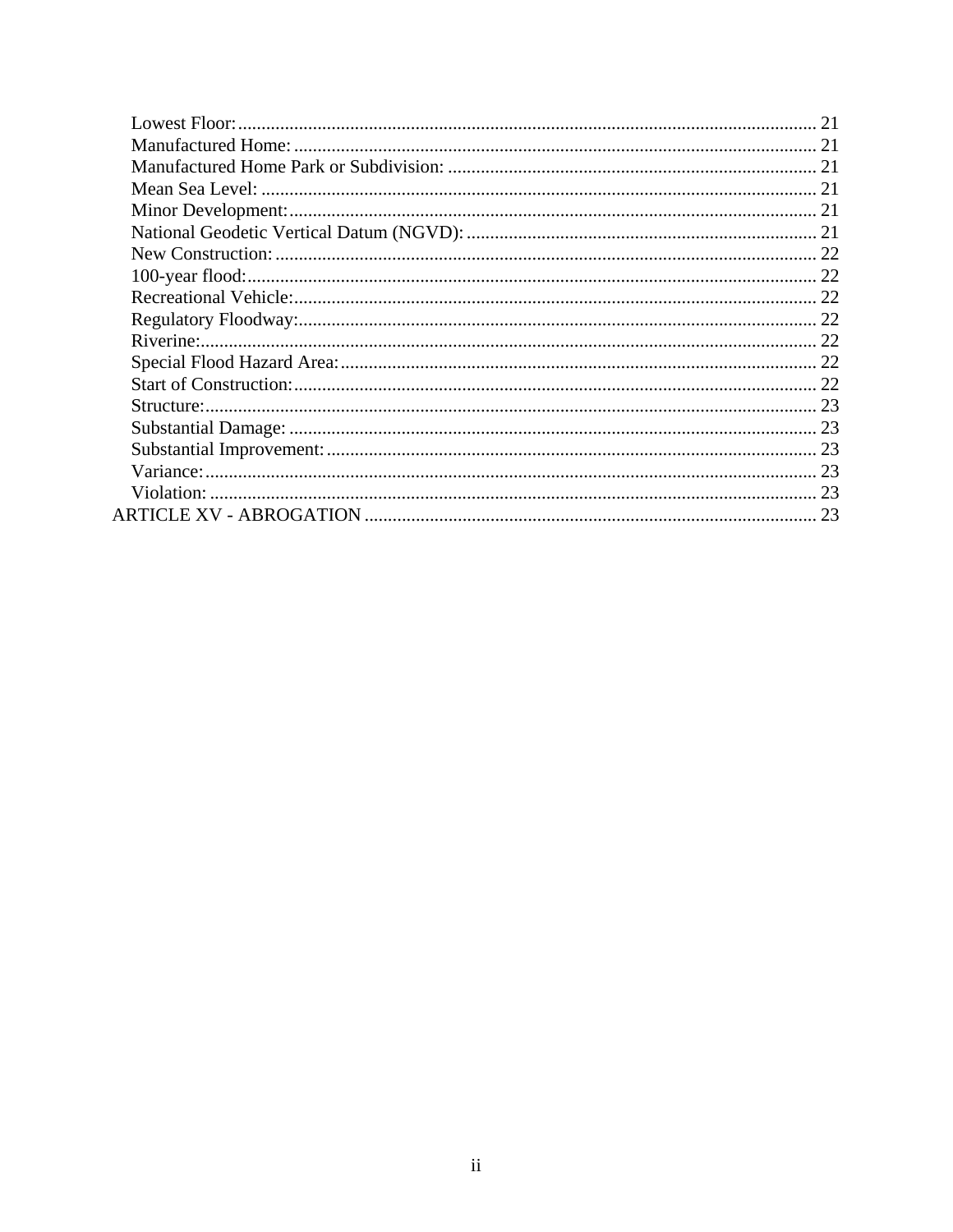Lowest Floor: 21
Manufactured Home: 21
Manufactured Home Park or Subdivision: 21
Mean Sea Level: 21
Minor Development: 21
National Geodetic Vertical Datum (NGVD): 21
New Construction: 22
100-year flood: 22
Recreational Vehicle: 22
Regulatory Floodway: 22
Riverine: 22
Special Flood Hazard Area: 22
Start of Construction: 22
Structure: 23
Substantial Damage: 23
Substantial Improvement: 23
Variance: 23
Violation: 23

ARTICLE XV - ABROGATION 23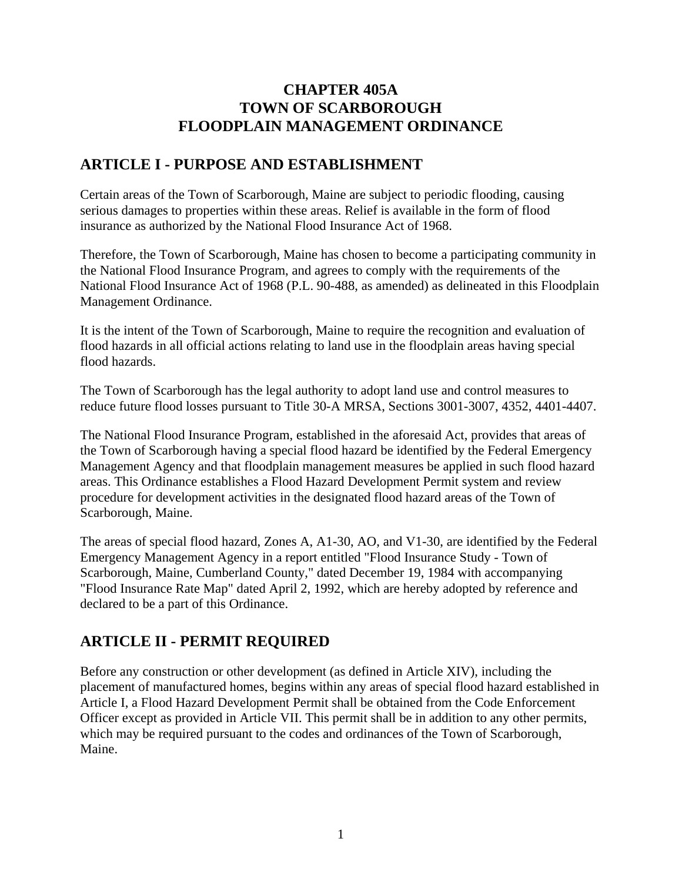# CHAPTER 405A
# TOWN OF SCARBOROUGH
# FLOODPLAIN MANAGEMENT ORDINANCE

## ARTICLE I - PURPOSE AND ESTABLISHMENT

Certain areas of the Town of Scarborough, Maine are subject to periodic flooding, causing serious damages to properties within these areas. Relief is available in the form of flood insurance as authorized by the National Flood Insurance Act of 1968.

Therefore, the Town of Scarborough, Maine has chosen to become a participating community in the National Flood Insurance Program, and agrees to comply with the requirements of the National Flood Insurance Act of 1968 (P.L. 90-488, as amended) as delineated in this Floodplain Management Ordinance.

It is the intent of the Town of Scarborough, Maine to require the recognition and evaluation of flood hazards in all official actions relating to land use in the floodplain areas having special flood hazards.

The Town of Scarborough has the legal authority to adopt land use and control measures to reduce future flood losses pursuant to Title 30-A MRSA, Sections 3001-3007, 4352, 4401-4407.

The National Flood Insurance Program, established in the aforesaid Act, provides that areas of the Town of Scarborough having a special flood hazard be identified by the Federal Emergency Management Agency and that floodplain management measures be applied in such flood hazard areas. This Ordinance establishes a Flood Hazard Development Permit system and review procedure for development activities in the designated flood hazard areas of the Town of Scarborough, Maine.

The areas of special flood hazard, Zones A, A1-30, AO, and V1-30, are identified by the Federal Emergency Management Agency in a report entitled "Flood Insurance Study - Town of Scarborough, Maine, Cumberland County," dated December 19, 1984 with accompanying "Flood Insurance Rate Map" dated April 2, 1992, which are hereby adopted by reference and declared to be a part of this Ordinance.

## ARTICLE II - PERMIT REQUIRED

Before any construction or other development (as defined in Article XIV), including the placement of manufactured homes, begins within any areas of special flood hazard established in Article I, a Flood Hazard Development Permit shall be obtained from the Code Enforcement Officer except as provided in Article VII. This permit shall be in addition to any other permits, which may be required pursuant to the codes and ordinances of the Town of Scarborough, Maine.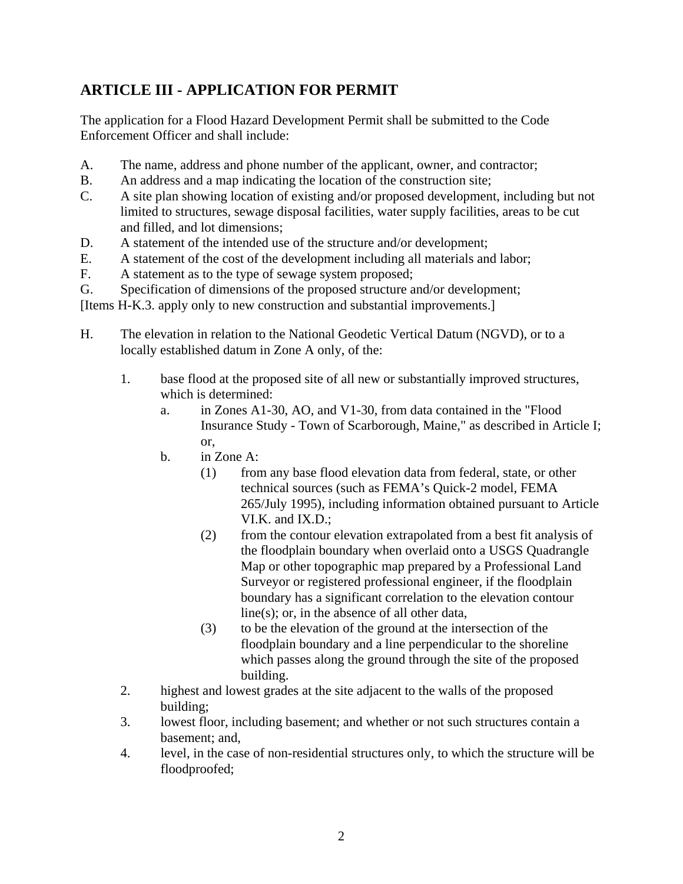## ARTICLE III - APPLICATION FOR PERMIT

The application for a Flood Hazard Development Permit shall be submitted to the Code Enforcement Officer and shall include:

A. The name, address and phone number of the applicant, owner, and contractor;

B. An address and a map indicating the location of the construction site;

C. A site plan showing location of existing and/or proposed development, including but not limited to structures, sewage disposal facilities, water supply facilities, areas to be cut and filled, and lot dimensions;

D. A statement of the intended use of the structure and/or development;

E. A statement of the cost of the development including all materials and labor;

F. A statement as to the type of sewage system proposed;

G. Specification of dimensions of the proposed structure and/or development;

[Items H-K.3. apply only to new construction and substantial improvements.]

H. The elevation in relation to the National Geodetic Vertical Datum (NGVD), or to a locally established datum in Zone A only, of the:

   1. base flood at the proposed site of all new or substantially improved structures, which is determined:
      a. in Zones A1-30, AO, and V1-30, from data contained in the "Flood Insurance Study - Town of Scarborough, Maine," as described in Article I; or,
      b. in Zone A:
         (1) from any base flood elevation data from federal, state, or other technical sources (such as FEMA's Quick-2 model, FEMA 265/July 1995), including information obtained pursuant to Article VI.K. and IX.D.;
         (2) from the contour elevation extrapolated from a best fit analysis of the floodplain boundary when overlaid onto a USGS Quadrangle Map or other topographic map prepared by a Professional Land Surveyor or registered professional engineer, if the floodplain boundary has a significant correlation to the elevation contour line(s); or, in the absence of all other data,
         (3) to be the elevation of the ground at the intersection of the floodplain boundary and a line perpendicular to the shoreline which passes along the ground through the site of the proposed building.
   2. highest and lowest grades at the site adjacent to the walls of the proposed building;
   3. lowest floor, including basement; and whether or not such structures contain a basement; and,
   4. level, in the case of non-residential structures only, to which the structure will be floodproofed;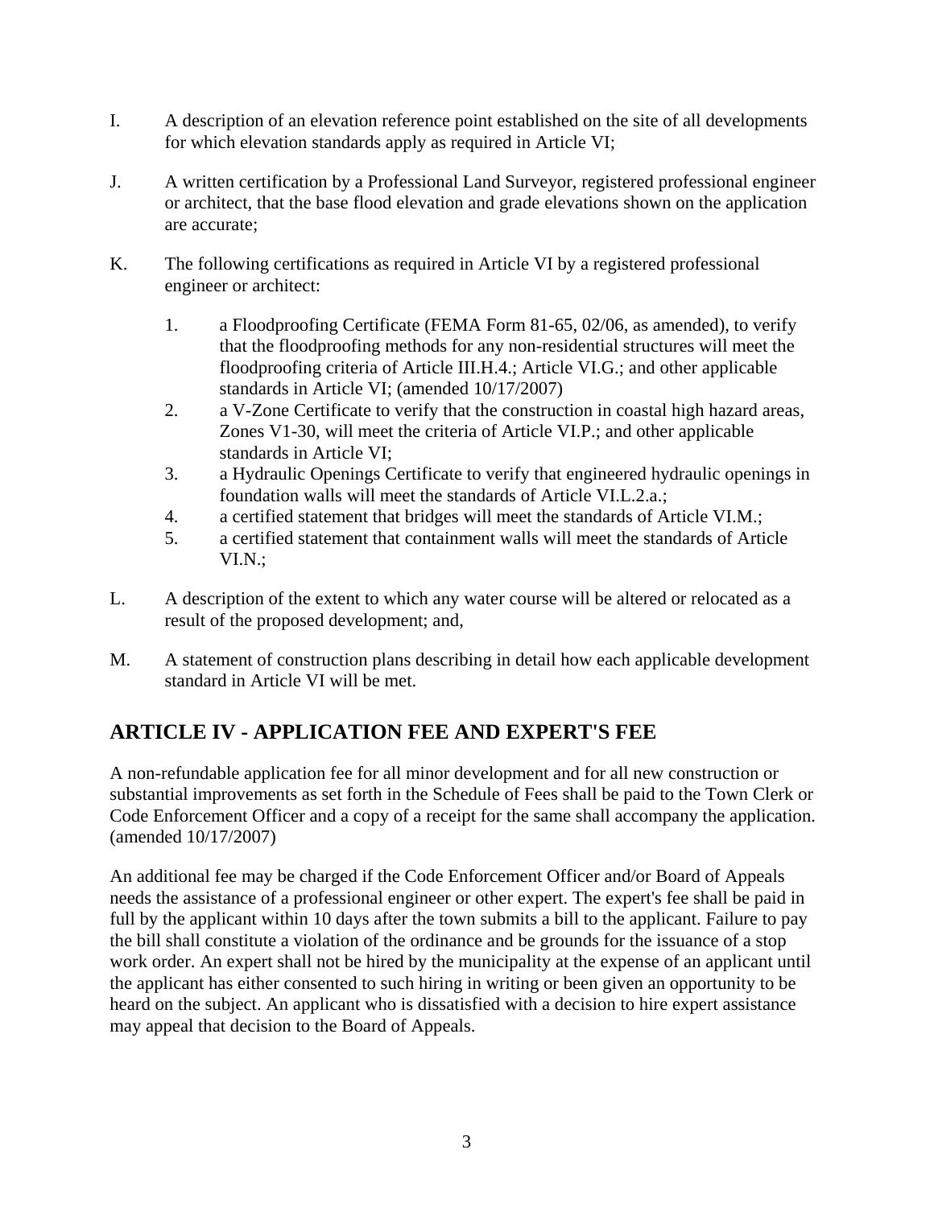I. A description of an elevation reference point established on the site of all developments for which elevation standards apply as required in Article VI;

J. A written certification by a Professional Land Surveyor, registered professional engineer or architect, that the base flood elevation and grade elevations shown on the application are accurate;

K. The following certifications as required in Article VI by a registered professional engineer or architect:

   1. a Floodproofing Certificate (FEMA Form 81-65, 02/06, as amended), to verify that the floodproofing methods for any non-residential structures will meet the floodproofing criteria of Article III.H.4.; Article VI.G.; and other applicable standards in Article VI; (amended 10/17/2007)
   2. a V-Zone Certificate to verify that the construction in coastal high hazard areas, Zones V1-30, will meet the criteria of Article VI.P.; and other applicable standards in Article VI;
   3. a Hydraulic Openings Certificate to verify that engineered hydraulic openings in foundation walls will meet the standards of Article VI.L.2.a.;
   4. a certified statement that bridges will meet the standards of Article VI.M.;
   5. a certified statement that containment walls will meet the standards of Article VI.N.;

L. A description of the extent to which any water course will be altered or relocated as a result of the proposed development; and,

M. A statement of construction plans describing in detail how each applicable development standard in Article VI will be met.

## ARTICLE IV - APPLICATION FEE AND EXPERT'S FEE

A non-refundable application fee for all minor development and for all new construction or substantial improvements as set forth in the Schedule of Fees shall be paid to the Town Clerk or Code Enforcement Officer and a copy of a receipt for the same shall accompany the application. (amended 10/17/2007)

An additional fee may be charged if the Code Enforcement Officer and/or Board of Appeals needs the assistance of a professional engineer or other expert. The expert's fee shall be paid in full by the applicant within 10 days after the town submits a bill to the applicant. Failure to pay the bill shall constitute a violation of the ordinance and be grounds for the issuance of a stop work order. An expert shall not be hired by the municipality at the expense of an applicant until the applicant has either consented to such hiring in writing or been given an opportunity to be heard on the subject. An applicant who is dissatisfied with a decision to hire expert assistance may appeal that decision to the Board of Appeals.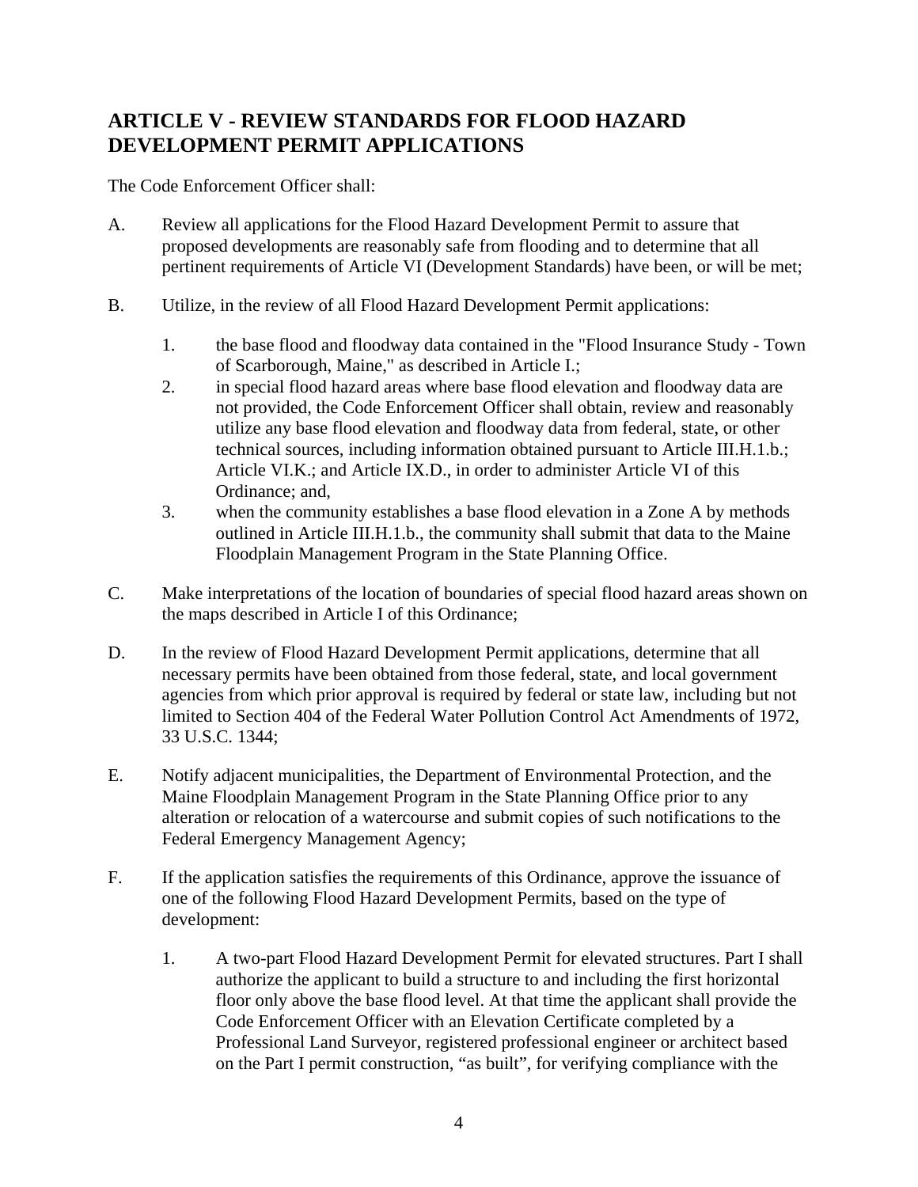## ARTICLE V - REVIEW STANDARDS FOR FLOOD HAZARD DEVELOPMENT PERMIT APPLICATIONS

The Code Enforcement Officer shall:

A. Review all applications for the Flood Hazard Development Permit to assure that proposed developments are reasonably safe from flooding and to determine that all pertinent requirements of Article VI (Development Standards) have been, or will be met;

B. Utilize, in the review of all Flood Hazard Development Permit applications:

   1. the base flood and floodway data contained in the "Flood Insurance Study - Town of Scarborough, Maine," as described in Article I.;
   2. in special flood hazard areas where base flood elevation and floodway data are not provided, the Code Enforcement Officer shall obtain, review and reasonably utilize any base flood elevation and floodway data from federal, state, or other technical sources, including information obtained pursuant to Article III.H.1.b.; Article VI.K.; and Article IX.D., in order to administer Article VI of this Ordinance; and,
   3. when the community establishes a base flood elevation in a Zone A by methods outlined in Article III.H.1.b., the community shall submit that data to the Maine Floodplain Management Program in the State Planning Office.

C. Make interpretations of the location of boundaries of special flood hazard areas shown on the maps described in Article I of this Ordinance;

D. In the review of Flood Hazard Development Permit applications, determine that all necessary permits have been obtained from those federal, state, and local government agencies from which prior approval is required by federal or state law, including but not limited to Section 404 of the Federal Water Pollution Control Act Amendments of 1972, 33 U.S.C. 1344;

E. Notify adjacent municipalities, the Department of Environmental Protection, and the Maine Floodplain Management Program in the State Planning Office prior to any alteration or relocation of a watercourse and submit copies of such notifications to the Federal Emergency Management Agency;

F. If the application satisfies the requirements of this Ordinance, approve the issuance of one of the following Flood Hazard Development Permits, based on the type of development:

   1. A two-part Flood Hazard Development Permit for elevated structures. Part I shall authorize the applicant to build a structure to and including the first horizontal floor only above the base flood level. At that time the applicant shall provide the Code Enforcement Officer with an Elevation Certificate completed by a Professional Land Surveyor, registered professional engineer or architect based on the Part I permit construction, "as built", for verifying compliance with the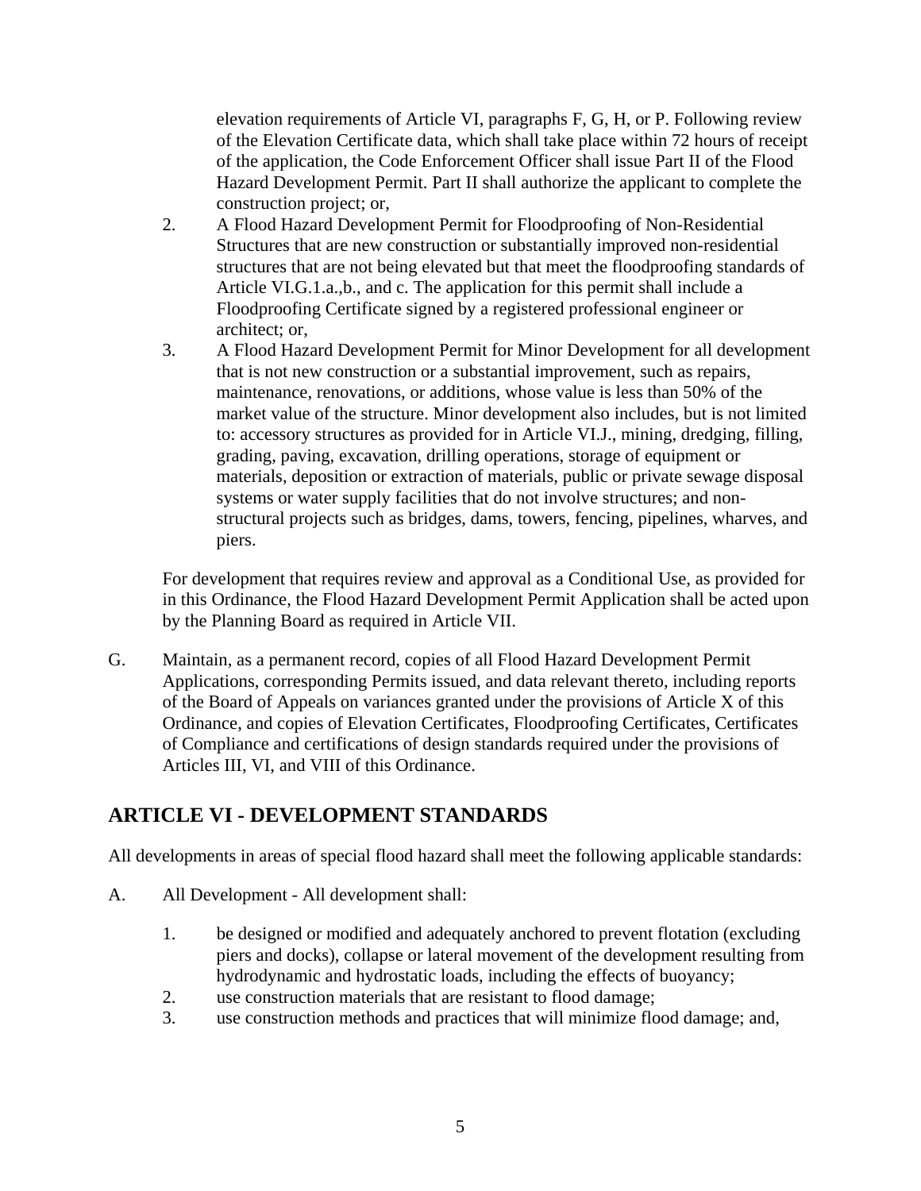elevation requirements of Article VI, paragraphs F, G, H, or P. Following review of the Elevation Certificate data, which shall take place within 72 hours of receipt of the application, the Code Enforcement Officer shall issue Part II of the Flood Hazard Development Permit. Part II shall authorize the applicant to complete the construction project; or,

2. A Flood Hazard Development Permit for Floodproofing of Non-Residential Structures that are new construction or substantially improved non-residential structures that are not being elevated but that meet the floodproofing standards of Article VI.G.1.a.,b., and c. The application for this permit shall include a Floodproofing Certificate signed by a registered professional engineer or architect; or,
3. A Flood Hazard Development Permit for Minor Development for all development that is not new construction or a substantial improvement, such as repairs, maintenance, renovations, or additions, whose value is less than 50% of the market value of the structure. Minor development also includes, but is not limited to: accessory structures as provided for in Article VI.J., mining, dredging, filling, grading, paving, excavation, drilling operations, storage of equipment or materials, deposition or extraction of materials, public or private sewage disposal systems or water supply facilities that do not involve structures; and non-structural projects such as bridges, dams, towers, fencing, pipelines, wharves, and piers.

For development that requires review and approval as a Conditional Use, as provided for in this Ordinance, the Flood Hazard Development Permit Application shall be acted upon by the Planning Board as required in Article VII.

G. Maintain, as a permanent record, copies of all Flood Hazard Development Permit Applications, corresponding Permits issued, and data relevant thereto, including reports of the Board of Appeals on variances granted under the provisions of Article X of this Ordinance, and copies of Elevation Certificates, Floodproofing Certificates, Certificates of Compliance and certifications of design standards required under the provisions of Articles III, VI, and VIII of this Ordinance.

## ARTICLE VI - DEVELOPMENT STANDARDS

All developments in areas of special flood hazard shall meet the following applicable standards:

A. All Development - All development shall:

1. be designed or modified and adequately anchored to prevent flotation (excluding piers and docks), collapse or lateral movement of the development resulting from hydrodynamic and hydrostatic loads, including the effects of buoyancy;
2. use construction materials that are resistant to flood damage;
3. use construction methods and practices that will minimize flood damage; and,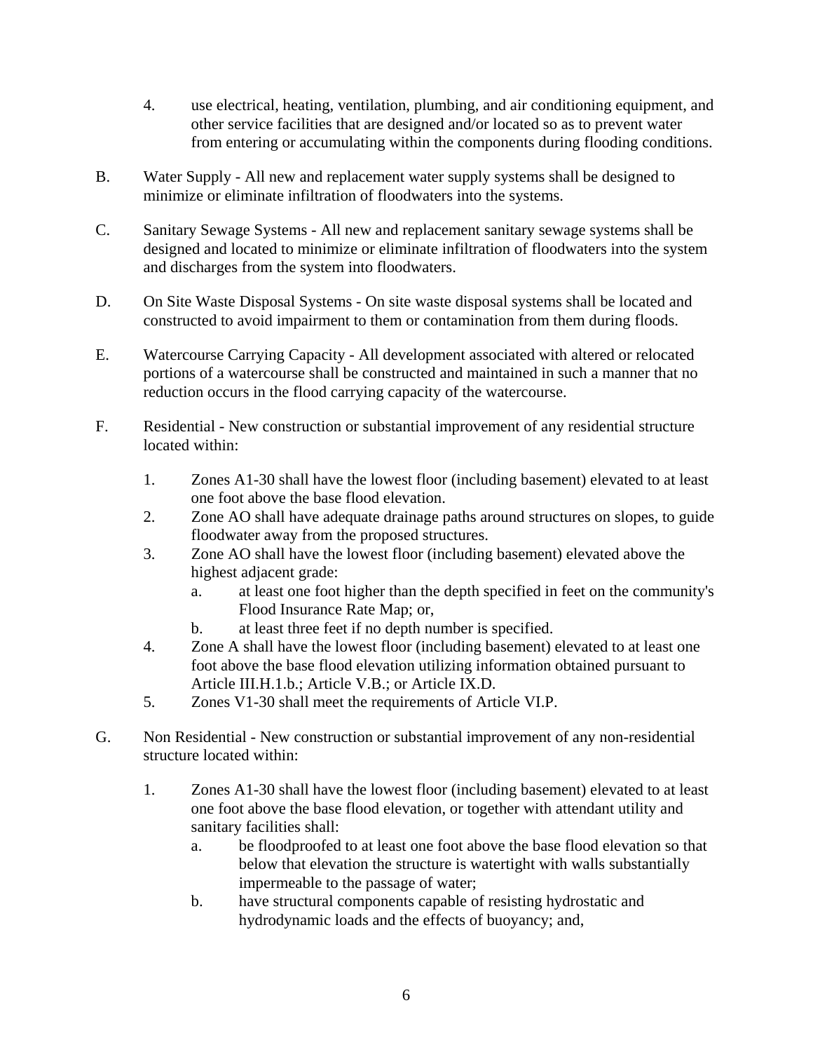4. use electrical, heating, ventilation, plumbing, and air conditioning equipment, and other service facilities that are designed and/or located so as to prevent water from entering or accumulating within the components during flooding conditions.

B. Water Supply - All new and replacement water supply systems shall be designed to minimize or eliminate infiltration of floodwaters into the systems.

C. Sanitary Sewage Systems - All new and replacement sanitary sewage systems shall be designed and located to minimize or eliminate infiltration of floodwaters into the system and discharges from the system into floodwaters.

D. On Site Waste Disposal Systems - On site waste disposal systems shall be located and constructed to avoid impairment to them or contamination from them during floods.

E. Watercourse Carrying Capacity - All development associated with altered or relocated portions of a watercourse shall be constructed and maintained in such a manner that no reduction occurs in the flood carrying capacity of the watercourse.

F. Residential - New construction or substantial improvement of any residential structure located within:

1. Zones A1-30 shall have the lowest floor (including basement) elevated to at least one foot above the base flood elevation.
2. Zone AO shall have adequate drainage paths around structures on slopes, to guide floodwater away from the proposed structures.
3. Zone AO shall have the lowest floor (including basement) elevated above the highest adjacent grade:
    a. at least one foot higher than the depth specified in feet on the community's Flood Insurance Rate Map; or,
    b. at least three feet if no depth number is specified.
4. Zone A shall have the lowest floor (including basement) elevated to at least one foot above the base flood elevation utilizing information obtained pursuant to Article III.H.1.b.; Article V.B.; or Article IX.D.
5. Zones V1-30 shall meet the requirements of Article VI.P.

G. Non Residential - New construction or substantial improvement of any non-residential structure located within:

1. Zones A1-30 shall have the lowest floor (including basement) elevated to at least one foot above the base flood elevation, or together with attendant utility and sanitary facilities shall:
    a. be floodproofed to at least one foot above the base flood elevation so that below that elevation the structure is watertight with walls substantially impermeable to the passage of water;
    b. have structural components capable of resisting hydrostatic and hydrodynamic loads and the effects of buoyancy; and,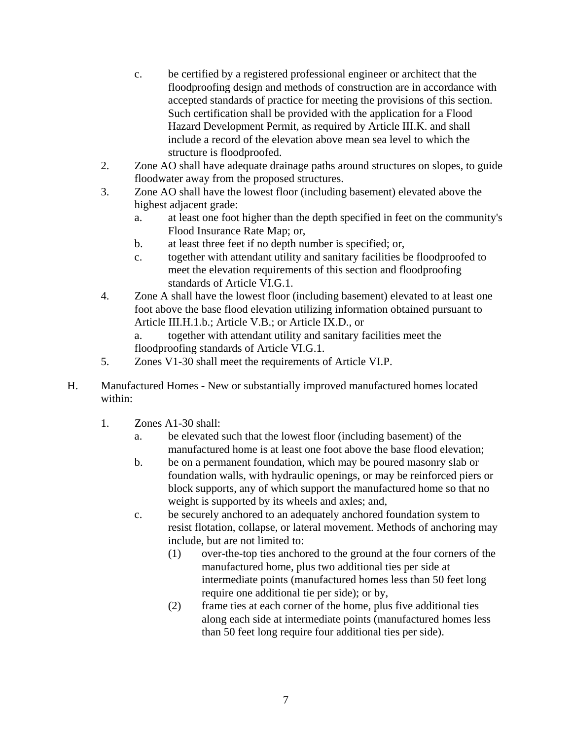c. be certified by a registered professional engineer or architect that the floodproofing design and methods of construction are in accordance with accepted standards of practice for meeting the provisions of this section. Such certification shall be provided with the application for a Flood Hazard Development Permit, as required by Article III.K. and shall include a record of the elevation above mean sea level to which the structure is floodproofed.

2. Zone AO shall have adequate drainage paths around structures on slopes, to guide floodwater away from the proposed structures.

3. Zone AO shall have the lowest floor (including basement) elevated above the highest adjacent grade:
   a. at least one foot higher than the depth specified in feet on the community's Flood Insurance Rate Map; or,
   b. at least three feet if no depth number is specified; or,
   c. together with attendant utility and sanitary facilities be floodproofed to meet the elevation requirements of this section and floodproofing standards of Article VI.G.1.

4. Zone A shall have the lowest floor (including basement) elevated to at least one foot above the base flood elevation utilizing information obtained pursuant to Article III.H.1.b.; Article V.B.; or Article IX.D., or
   a. together with attendant utility and sanitary facilities meet the floodproofing standards of Article VI.G.1.

5. Zones V1-30 shall meet the requirements of Article VI.P.

H. Manufactured Homes - New or substantially improved manufactured homes located within:

1. Zones A1-30 shall:
   a. be elevated such that the lowest floor (including basement) of the manufactured home is at least one foot above the base flood elevation;
   b. be on a permanent foundation, which may be poured masonry slab or foundation walls, with hydraulic openings, or may be reinforced piers or block supports, any of which support the manufactured home so that no weight is supported by its wheels and axles; and,
   c. be securely anchored to an adequately anchored foundation system to resist flotation, collapse, or lateral movement. Methods of anchoring may include, but are not limited to:
      (1) over-the-top ties anchored to the ground at the four corners of the manufactured home, plus two additional ties per side at intermediate points (manufactured homes less than 50 feet long require one additional tie per side); or by,
      (2) frame ties at each corner of the home, plus five additional ties along each side at intermediate points (manufactured homes less than 50 feet long require four additional ties per side).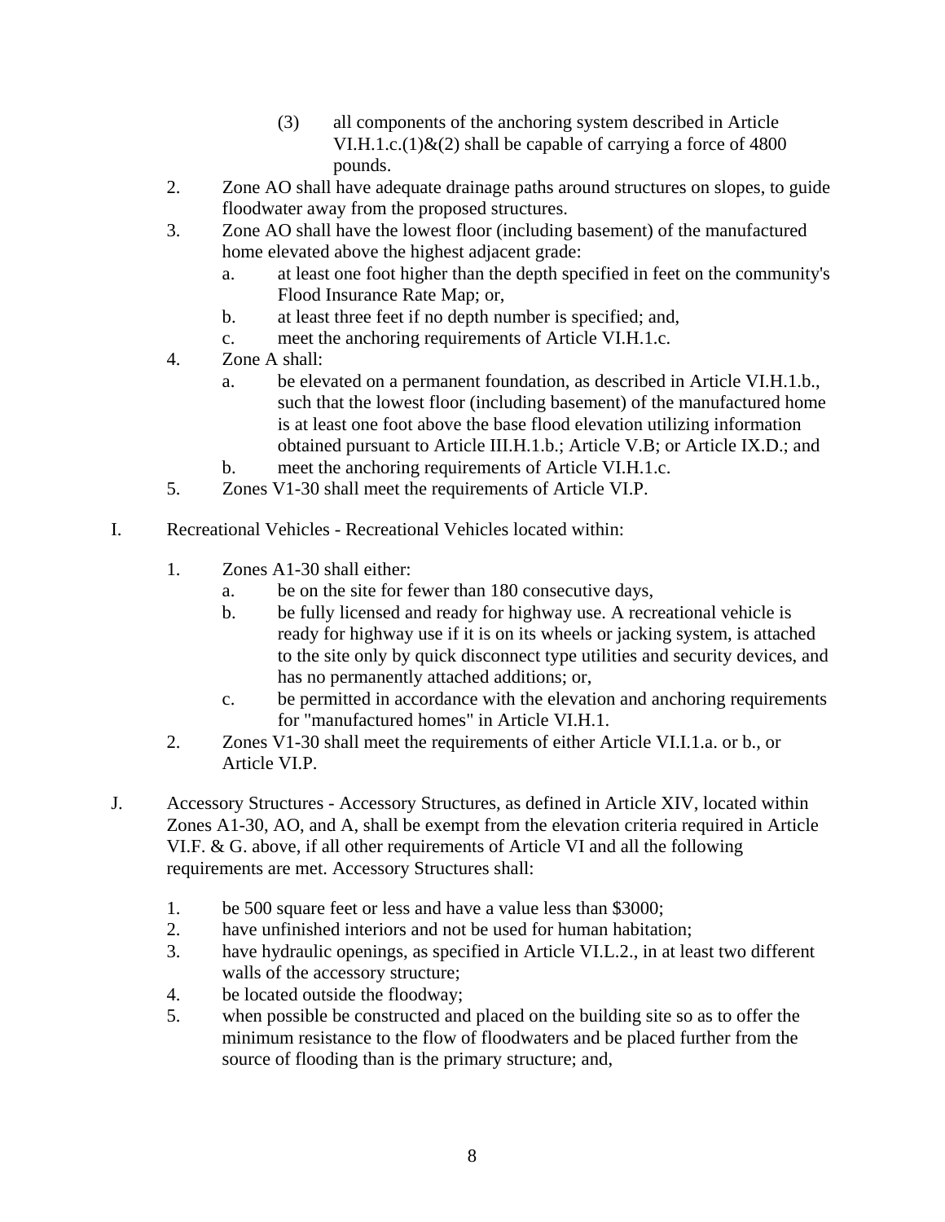(3) all components of the anchoring system described in Article VI.H.1.c.(1)&(2) shall be capable of carrying a force of 4800 pounds.

2. Zone AO shall have adequate drainage paths around structures on slopes, to guide floodwater away from the proposed structures.
3. Zone AO shall have the lowest floor (including basement) of the manufactured home elevated above the highest adjacent grade:
   a. at least one foot higher than the depth specified in feet on the community's Flood Insurance Rate Map; or,
   b. at least three feet if no depth number is specified; and,
   c. meet the anchoring requirements of Article VI.H.1.c.
4. Zone A shall:
   a. be elevated on a permanent foundation, as described in Article VI.H.1.b., such that the lowest floor (including basement) of the manufactured home is at least one foot above the base flood elevation utilizing information obtained pursuant to Article III.H.1.b.; Article V.B; or Article IX.D.; and
   b. meet the anchoring requirements of Article VI.H.1.c.
5. Zones V1-30 shall meet the requirements of Article VI.P.

I. Recreational Vehicles - Recreational Vehicles located within:

1. Zones A1-30 shall either:
   a. be on the site for fewer than 180 consecutive days,
   b. be fully licensed and ready for highway use. A recreational vehicle is ready for highway use if it is on its wheels or jacking system, is attached to the site only by quick disconnect type utilities and security devices, and has no permanently attached additions; or,
   c. be permitted in accordance with the elevation and anchoring requirements for "manufactured homes" in Article VI.H.1.
2. Zones V1-30 shall meet the requirements of either Article VI.I.1.a. or b., or Article VI.P.

J. Accessory Structures - Accessory Structures, as defined in Article XIV, located within Zones A1-30, AO, and A, shall be exempt from the elevation criteria required in Article VI.F. & G. above, if all other requirements of Article VI and all the following requirements are met. Accessory Structures shall:

1. be 500 square feet or less and have a value less than $3000;
2. have unfinished interiors and not be used for human habitation;
3. have hydraulic openings, as specified in Article VI.L.2., in at least two different walls of the accessory structure;
4. be located outside the floodway;
5. when possible be constructed and placed on the building site so as to offer the minimum resistance to the flow of floodwaters and be placed further from the source of flooding than is the primary structure; and,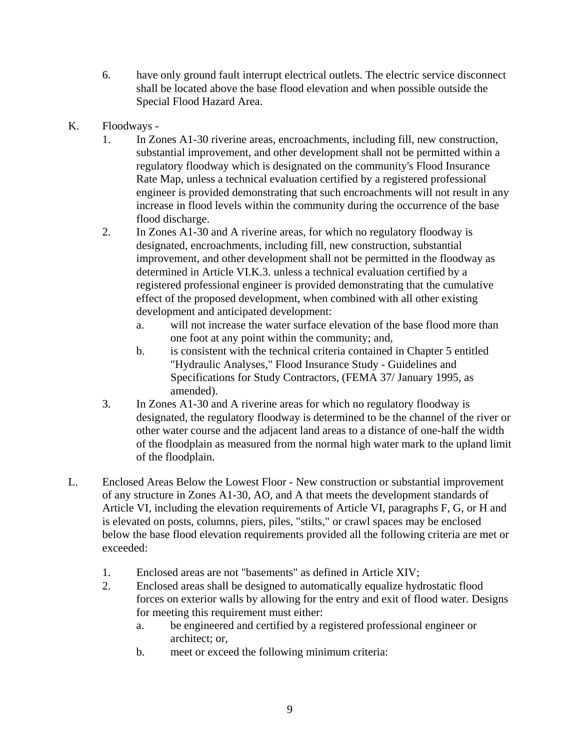6. have only ground fault interrupt electrical outlets. The electric service disconnect shall be located above the base flood elevation and when possible outside the Special Flood Hazard Area.

K. Floodways -

1. In Zones A1-30 riverine areas, encroachments, including fill, new construction, substantial improvement, and other development shall not be permitted within a regulatory floodway which is designated on the community's Flood Insurance Rate Map, unless a technical evaluation certified by a registered professional engineer is provided demonstrating that such encroachments will not result in any increase in flood levels within the community during the occurrence of the base flood discharge.
2. In Zones A1-30 and A riverine areas, for which no regulatory floodway is designated, encroachments, including fill, new construction, substantial improvement, and other development shall not be permitted in the floodway as determined in Article VI.K.3. unless a technical evaluation certified by a registered professional engineer is provided demonstrating that the cumulative effect of the proposed development, when combined with all other existing development and anticipated development:
   a. will not increase the water surface elevation of the base flood more than one foot at any point within the community; and,
   b. is consistent with the technical criteria contained in Chapter 5 entitled "Hydraulic Analyses," Flood Insurance Study - Guidelines and Specifications for Study Contractors, (FEMA 37/ January 1995, as amended).
3. In Zones A1-30 and A riverine areas for which no regulatory floodway is designated, the regulatory floodway is determined to be the channel of the river or other water course and the adjacent land areas to a distance of one-half the width of the floodplain as measured from the normal high water mark to the upland limit of the floodplain.

L. Enclosed Areas Below the Lowest Floor - New construction or substantial improvement of any structure in Zones A1-30, AO, and A that meets the development standards of Article VI, including the elevation requirements of Article VI, paragraphs F, G, or H and is elevated on posts, columns, piers, piles, "stilts," or crawl spaces may be enclosed below the base flood elevation requirements provided all the following criteria are met or exceeded:

1. Enclosed areas are not "basements" as defined in Article XIV;
2. Enclosed areas shall be designed to automatically equalize hydrostatic flood forces on exterior walls by allowing for the entry and exit of flood water. Designs for meeting this requirement must either:
   a. be engineered and certified by a registered professional engineer or architect; or,
   b. meet or exceed the following minimum criteria: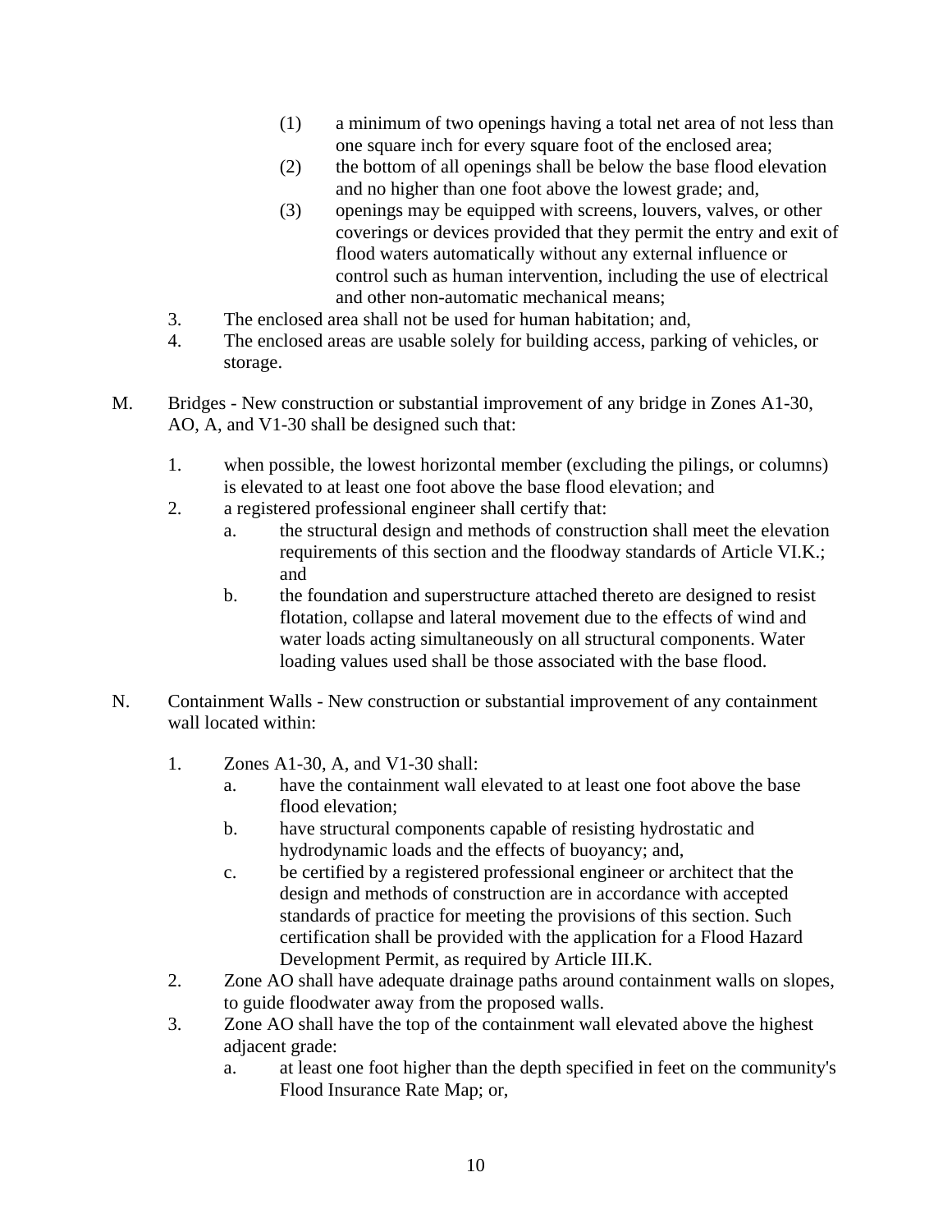(1) a minimum of two openings having a total net area of not less than one square inch for every square foot of the enclosed area;

(2) the bottom of all openings shall be below the base flood elevation and no higher than one foot above the lowest grade; and,

(3) openings may be equipped with screens, louvers, valves, or other coverings or devices provided that they permit the entry and exit of flood waters automatically without any external influence or control such as human intervention, including the use of electrical and other non-automatic mechanical means;

3. The enclosed area shall not be used for human habitation; and,
4. The enclosed areas are usable solely for building access, parking of vehicles, or storage.

M. Bridges - New construction or substantial improvement of any bridge in Zones A1-30, AO, A, and V1-30 shall be designed such that:

1. when possible, the lowest horizontal member (excluding the pilings, or columns) is elevated to at least one foot above the base flood elevation; and
2. a registered professional engineer shall certify that:
   a. the structural design and methods of construction shall meet the elevation requirements of this section and the floodway standards of Article VI.K.; and
   b. the foundation and superstructure attached thereto are designed to resist flotation, collapse and lateral movement due to the effects of wind and water loads acting simultaneously on all structural components. Water loading values used shall be those associated with the base flood.

N. Containment Walls - New construction or substantial improvement of any containment wall located within:

1. Zones A1-30, A, and V1-30 shall:
   a. have the containment wall elevated to at least one foot above the base flood elevation;
   b. have structural components capable of resisting hydrostatic and hydrodynamic loads and the effects of buoyancy; and,
   c. be certified by a registered professional engineer or architect that the design and methods of construction are in accordance with accepted standards of practice for meeting the provisions of this section. Such certification shall be provided with the application for a Flood Hazard Development Permit, as required by Article III.K.
2. Zone AO shall have adequate drainage paths around containment walls on slopes, to guide floodwater away from the proposed walls.
3. Zone AO shall have the top of the containment wall elevated above the highest adjacent grade:
   a. at least one foot higher than the depth specified in feet on the community's Flood Insurance Rate Map; or,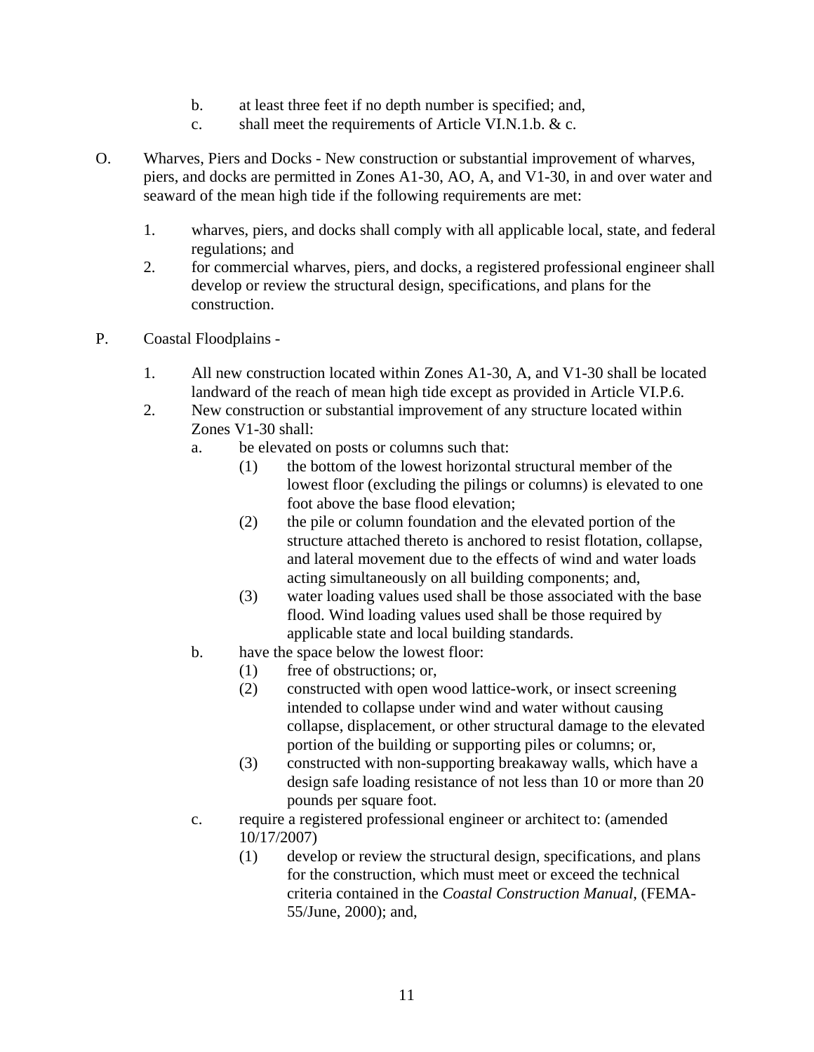b. at least three feet if no depth number is specified; and,

c. shall meet the requirements of Article VI.N.1.b. & c.

O. Wharves, Piers and Docks - New construction or substantial improvement of wharves, piers, and docks are permitted in Zones A1-30, AO, A, and V1-30, in and over water and seaward of the mean high tide if the following requirements are met:

1. wharves, piers, and docks shall comply with all applicable local, state, and federal regulations; and
2. for commercial wharves, piers, and docks, a registered professional engineer shall develop or review the structural design, specifications, and plans for the construction.

P. Coastal Floodplains -

1. All new construction located within Zones A1-30, A, and V1-30 shall be located landward of the reach of mean high tide except as provided in Article VI.P.6.
2. New construction or substantial improvement of any structure located within Zones V1-30 shall:
   - a. be elevated on posts or columns such that:
     - (1) the bottom of the lowest horizontal structural member of the lowest floor (excluding the pilings or columns) is elevated to one foot above the base flood elevation;
     - (2) the pile or column foundation and the elevated portion of the structure attached thereto is anchored to resist flotation, collapse, and lateral movement due to the effects of wind and water loads acting simultaneously on all building components; and,
     - (3) water loading values used shall be those associated with the base flood. Wind loading values used shall be those required by applicable state and local building standards.
   - b. have the space below the lowest floor:
     - (1) free of obstructions; or,
     - (2) constructed with open wood lattice-work, or insect screening intended to collapse under wind and water without causing collapse, displacement, or other structural damage to the elevated portion of the building or supporting piles or columns; or,
     - (3) constructed with non-supporting breakaway walls, which have a design safe loading resistance of not less than 10 or more than 20 pounds per square foot.
   - c. require a registered professional engineer or architect to: (amended 10/17/2007)
     - (1) develop or review the structural design, specifications, and plans for the construction, which must meet or exceed the technical criteria contained in the *Coastal Construction Manual*, (FEMA-55/June, 2000); and,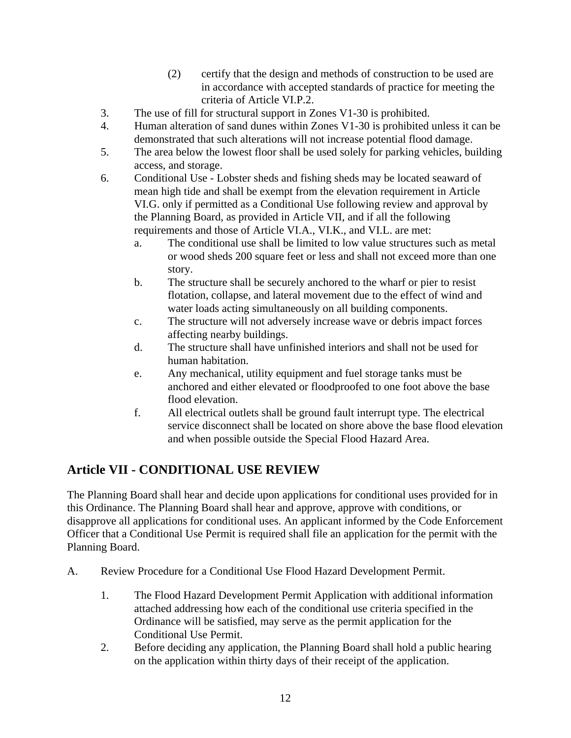(2) certify that the design and methods of construction to be used are in accordance with accepted standards of practice for meeting the criteria of Article VI.P.2.

3. The use of fill for structural support in Zones V1-30 is prohibited.
4. Human alteration of sand dunes within Zones V1-30 is prohibited unless it can be demonstrated that such alterations will not increase potential flood damage.
5. The area below the lowest floor shall be used solely for parking vehicles, building access, and storage.
6. Conditional Use - Lobster sheds and fishing sheds may be located seaward of mean high tide and shall be exempt from the elevation requirement in Article VI.G. only if permitted as a Conditional Use following review and approval by the Planning Board, as provided in Article VII, and if all the following requirements and those of Article VI.A., VI.K., and VI.L. are met:
   a. The conditional use shall be limited to low value structures such as metal or wood sheds 200 square feet or less and shall not exceed more than one story.
   b. The structure shall be securely anchored to the wharf or pier to resist flotation, collapse, and lateral movement due to the effect of wind and water loads acting simultaneously on all building components.
   c. The structure will not adversely increase wave or debris impact forces affecting nearby buildings.
   d. The structure shall have unfinished interiors and shall not be used for human habitation.
   e. Any mechanical, utility equipment and fuel storage tanks must be anchored and either elevated or floodproofed to one foot above the base flood elevation.
   f. All electrical outlets shall be ground fault interrupt type. The electrical service disconnect shall be located on shore above the base flood elevation and when possible outside the Special Flood Hazard Area.

## Article VII - CONDITIONAL USE REVIEW

The Planning Board shall hear and decide upon applications for conditional uses provided for in this Ordinance. The Planning Board shall hear and approve, approve with conditions, or disapprove all applications for conditional uses. An applicant informed by the Code Enforcement Officer that a Conditional Use Permit is required shall file an application for the permit with the Planning Board.

A. Review Procedure for a Conditional Use Flood Hazard Development Permit.

   1. The Flood Hazard Development Permit Application with additional information attached addressing how each of the conditional use criteria specified in the Ordinance will be satisfied, may serve as the permit application for the Conditional Use Permit.
   2. Before deciding any application, the Planning Board shall hold a public hearing on the application within thirty days of their receipt of the application.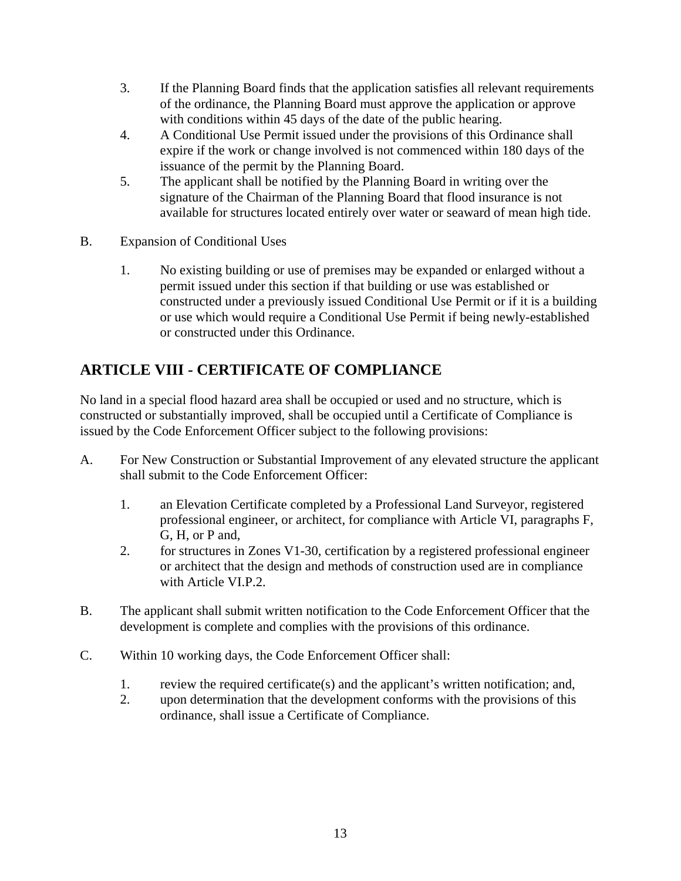3. If the Planning Board finds that the application satisfies all relevant requirements of the ordinance, the Planning Board must approve the application or approve with conditions within 45 days of the date of the public hearing.
4. A Conditional Use Permit issued under the provisions of this Ordinance shall expire if the work or change involved is not commenced within 180 days of the issuance of the permit by the Planning Board.
5. The applicant shall be notified by the Planning Board in writing over the signature of the Chairman of the Planning Board that flood insurance is not available for structures located entirely over water or seaward of mean high tide.

B. Expansion of Conditional Uses

1. No existing building or use of premises may be expanded or enlarged without a permit issued under this section if that building or use was established or constructed under a previously issued Conditional Use Permit or if it is a building or use which would require a Conditional Use Permit if being newly-established or constructed under this Ordinance.

## ARTICLE VIII - CERTIFICATE OF COMPLIANCE

No land in a special flood hazard area shall be occupied or used and no structure, which is constructed or substantially improved, shall be occupied until a Certificate of Compliance is issued by the Code Enforcement Officer subject to the following provisions:

A. For New Construction or Substantial Improvement of any elevated structure the applicant shall submit to the Code Enforcement Officer:

1. an Elevation Certificate completed by a Professional Land Surveyor, registered professional engineer, or architect, for compliance with Article VI, paragraphs F, G, H, or P and,
2. for structures in Zones V1-30, certification by a registered professional engineer or architect that the design and methods of construction used are in compliance with Article VI.P.2.

B. The applicant shall submit written notification to the Code Enforcement Officer that the development is complete and complies with the provisions of this ordinance.

C. Within 10 working days, the Code Enforcement Officer shall:

1. review the required certificate(s) and the applicant's written notification; and,
2. upon determination that the development conforms with the provisions of this ordinance, shall issue a Certificate of Compliance.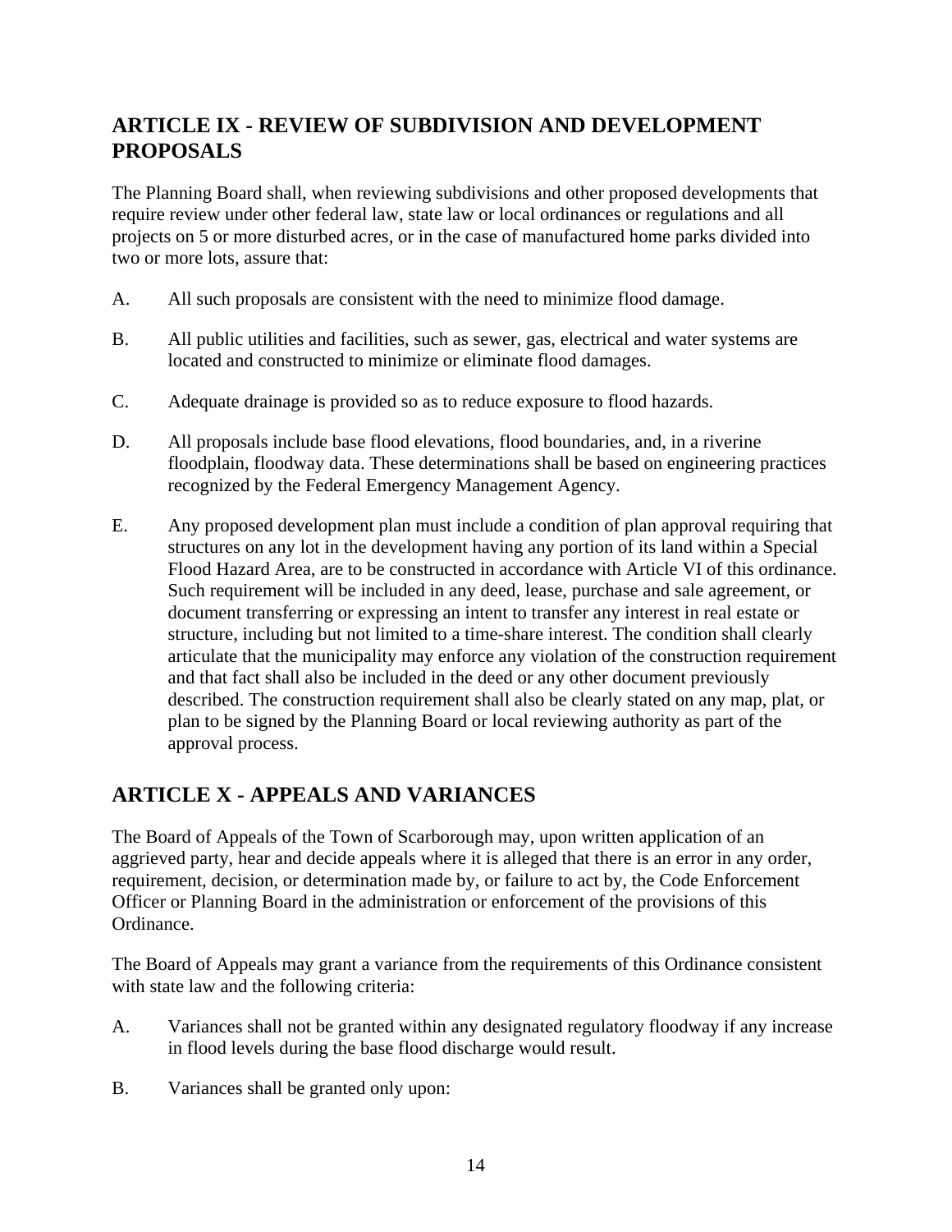## ARTICLE IX - REVIEW OF SUBDIVISION AND DEVELOPMENT PROPOSALS

The Planning Board shall, when reviewing subdivisions and other proposed developments that require review under other federal law, state law or local ordinances or regulations and all projects on 5 or more disturbed acres, or in the case of manufactured home parks divided into two or more lots, assure that:

A. All such proposals are consistent with the need to minimize flood damage.

B. All public utilities and facilities, such as sewer, gas, electrical and water systems are located and constructed to minimize or eliminate flood damages.

C. Adequate drainage is provided so as to reduce exposure to flood hazards.

D. All proposals include base flood elevations, flood boundaries, and, in a riverine floodplain, floodway data. These determinations shall be based on engineering practices recognized by the Federal Emergency Management Agency.

E. Any proposed development plan must include a condition of plan approval requiring that structures on any lot in the development having any portion of its land within a Special Flood Hazard Area, are to be constructed in accordance with Article VI of this ordinance. Such requirement will be included in any deed, lease, purchase and sale agreement, or document transferring or expressing an intent to transfer any interest in real estate or structure, including but not limited to a time-share interest. The condition shall clearly articulate that the municipality may enforce any violation of the construction requirement and that fact shall also be included in the deed or any other document previously described. The construction requirement shall also be clearly stated on any map, plat, or plan to be signed by the Planning Board or local reviewing authority as part of the approval process.

## ARTICLE X - APPEALS AND VARIANCES

The Board of Appeals of the Town of Scarborough may, upon written application of an aggrieved party, hear and decide appeals where it is alleged that there is an error in any order, requirement, decision, or determination made by, or failure to act by, the Code Enforcement Officer or Planning Board in the administration or enforcement of the provisions of this Ordinance.

The Board of Appeals may grant a variance from the requirements of this Ordinance consistent with state law and the following criteria:

A. Variances shall not be granted within any designated regulatory floodway if any increase in flood levels during the base flood discharge would result.

B. Variances shall be granted only upon: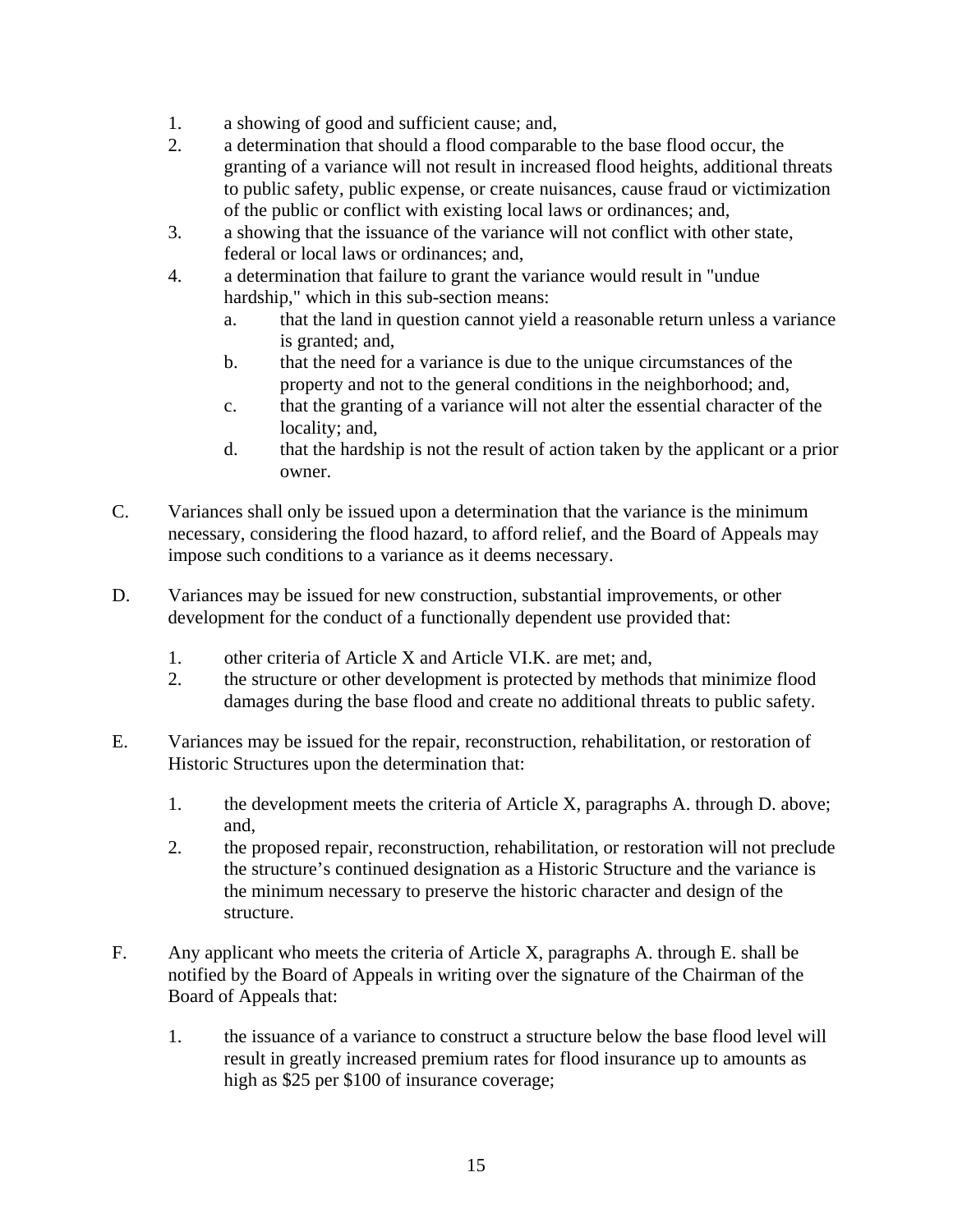1. a showing of good and sufficient cause; and,
2. a determination that should a flood comparable to the base flood occur, the granting of a variance will not result in increased flood heights, additional threats to public safety, public expense, or create nuisances, cause fraud or victimization of the public or conflict with existing local laws or ordinances; and,
3. a showing that the issuance of the variance will not conflict with other state, federal or local laws or ordinances; and,
4. a determination that failure to grant the variance would result in "undue hardship," which in this sub-section means:
   a. that the land in question cannot yield a reasonable return unless a variance is granted; and,
   b. that the need for a variance is due to the unique circumstances of the property and not to the general conditions in the neighborhood; and,
   c. that the granting of a variance will not alter the essential character of the locality; and,
   d. that the hardship is not the result of action taken by the applicant or a prior owner.

C. Variances shall only be issued upon a determination that the variance is the minimum necessary, considering the flood hazard, to afford relief, and the Board of Appeals may impose such conditions to a variance as it deems necessary.

D. Variances may be issued for new construction, substantial improvements, or other development for the conduct of a functionally dependent use provided that:

1. other criteria of Article X and Article VI.K. are met; and,
2. the structure or other development is protected by methods that minimize flood damages during the base flood and create no additional threats to public safety.

E. Variances may be issued for the repair, reconstruction, rehabilitation, or restoration of Historic Structures upon the determination that:

1. the development meets the criteria of Article X, paragraphs A. through D. above; and,
2. the proposed repair, reconstruction, rehabilitation, or restoration will not preclude the structure's continued designation as a Historic Structure and the variance is the minimum necessary to preserve the historic character and design of the structure.

F. Any applicant who meets the criteria of Article X, paragraphs A. through E. shall be notified by the Board of Appeals in writing over the signature of the Chairman of the Board of Appeals that:

1. the issuance of a variance to construct a structure below the base flood level will result in greatly increased premium rates for flood insurance up to amounts as high as $25 per $100 of insurance coverage;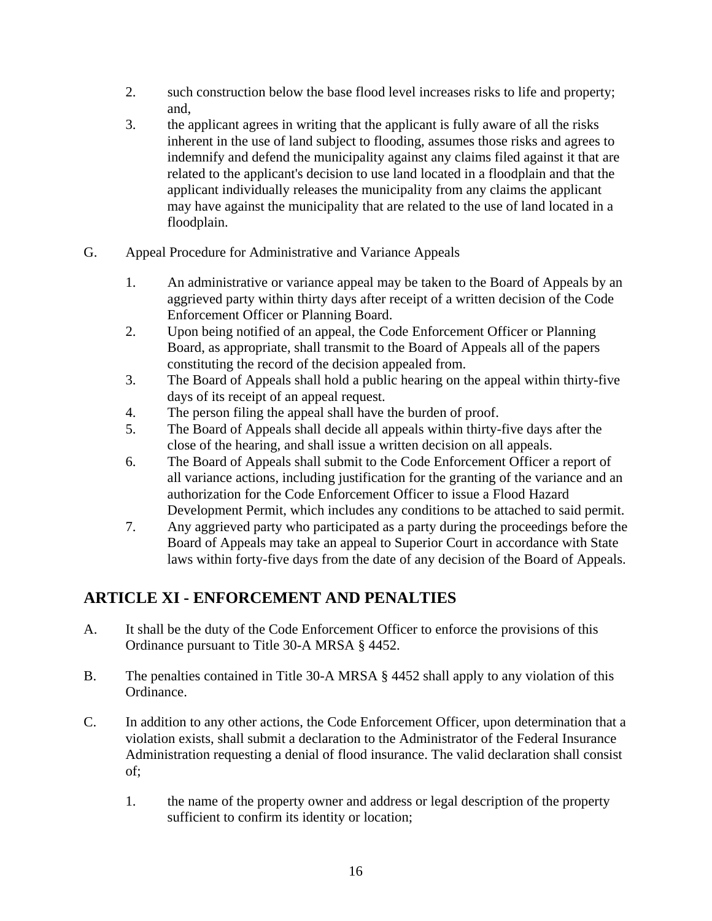2. such construction below the base flood level increases risks to life and property; and,
3. the applicant agrees in writing that the applicant is fully aware of all the risks inherent in the use of land subject to flooding, assumes those risks and agrees to indemnify and defend the municipality against any claims filed against it that are related to the applicant's decision to use land located in a floodplain and that the applicant individually releases the municipality from any claims the applicant may have against the municipality that are related to the use of land located in a floodplain.

G. Appeal Procedure for Administrative and Variance Appeals

1. An administrative or variance appeal may be taken to the Board of Appeals by an aggrieved party within thirty days after receipt of a written decision of the Code Enforcement Officer or Planning Board.
2. Upon being notified of an appeal, the Code Enforcement Officer or Planning Board, as appropriate, shall transmit to the Board of Appeals all of the papers constituting the record of the decision appealed from.
3. The Board of Appeals shall hold a public hearing on the appeal within thirty-five days of its receipt of an appeal request.
4. The person filing the appeal shall have the burden of proof.
5. The Board of Appeals shall decide all appeals within thirty-five days after the close of the hearing, and shall issue a written decision on all appeals.
6. The Board of Appeals shall submit to the Code Enforcement Officer a report of all variance actions, including justification for the granting of the variance and an authorization for the Code Enforcement Officer to issue a Flood Hazard Development Permit, which includes any conditions to be attached to said permit.
7. Any aggrieved party who participated as a party during the proceedings before the Board of Appeals may take an appeal to Superior Court in accordance with State laws within forty-five days from the date of any decision of the Board of Appeals.

## ARTICLE XI - ENFORCEMENT AND PENALTIES

A. It shall be the duty of the Code Enforcement Officer to enforce the provisions of this Ordinance pursuant to Title 30-A MRSA § 4452.

B. The penalties contained in Title 30-A MRSA § 4452 shall apply to any violation of this Ordinance.

C. In addition to any other actions, the Code Enforcement Officer, upon determination that a violation exists, shall submit a declaration to the Administrator of the Federal Insurance Administration requesting a denial of flood insurance. The valid declaration shall consist of;

1. the name of the property owner and address or legal description of the property sufficient to confirm its identity or location;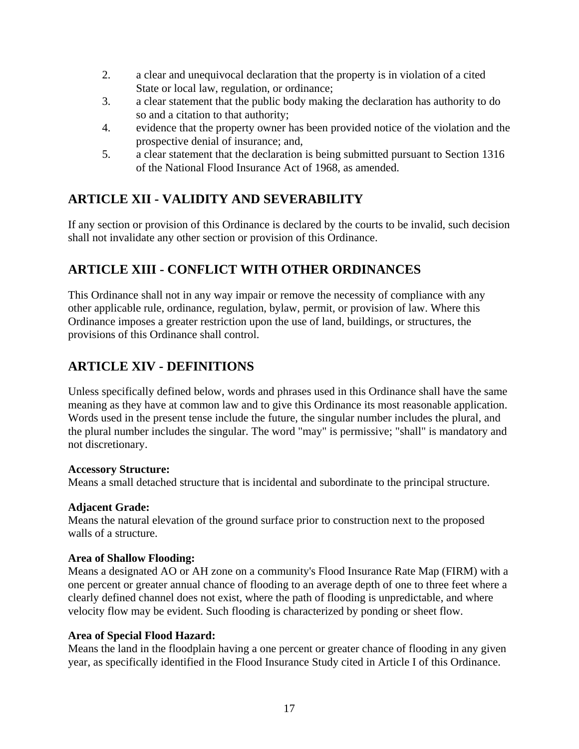2. a clear and unequivocal declaration that the property is in violation of a cited State or local law, regulation, or ordinance;
3. a clear statement that the public body making the declaration has authority to do so and a citation to that authority;
4. evidence that the property owner has been provided notice of the violation and the prospective denial of insurance; and,
5. a clear statement that the declaration is being submitted pursuant to Section 1316 of the National Flood Insurance Act of 1968, as amended.

## ARTICLE XII - VALIDITY AND SEVERABILITY

If any section or provision of this Ordinance is declared by the courts to be invalid, such decision shall not invalidate any other section or provision of this Ordinance.

## ARTICLE XIII - CONFLICT WITH OTHER ORDINANCES

This Ordinance shall not in any way impair or remove the necessity of compliance with any other applicable rule, ordinance, regulation, bylaw, permit, or provision of law. Where this Ordinance imposes a greater restriction upon the use of land, buildings, or structures, the provisions of this Ordinance shall control.

## ARTICLE XIV - DEFINITIONS

Unless specifically defined below, words and phrases used in this Ordinance shall have the same meaning as they have at common law and to give this Ordinance its most reasonable application. Words used in the present tense include the future, the singular number includes the plural, and the plural number includes the singular. The word "may" is permissive; "shall" is mandatory and not discretionary.

**Accessory Structure:**
Means a small detached structure that is incidental and subordinate to the principal structure.

**Adjacent Grade:**
Means the natural elevation of the ground surface prior to construction next to the proposed walls of a structure.

**Area of Shallow Flooding:**
Means a designated AO or AH zone on a community's Flood Insurance Rate Map (FIRM) with a one percent or greater annual chance of flooding to an average depth of one to three feet where a clearly defined channel does not exist, where the path of flooding is unpredictable, and where velocity flow may be evident. Such flooding is characterized by ponding or sheet flow.

**Area of Special Flood Hazard:**
Means the land in the floodplain having a one percent or greater chance of flooding in any given year, as specifically identified in the Flood Insurance Study cited in Article I of this Ordinance.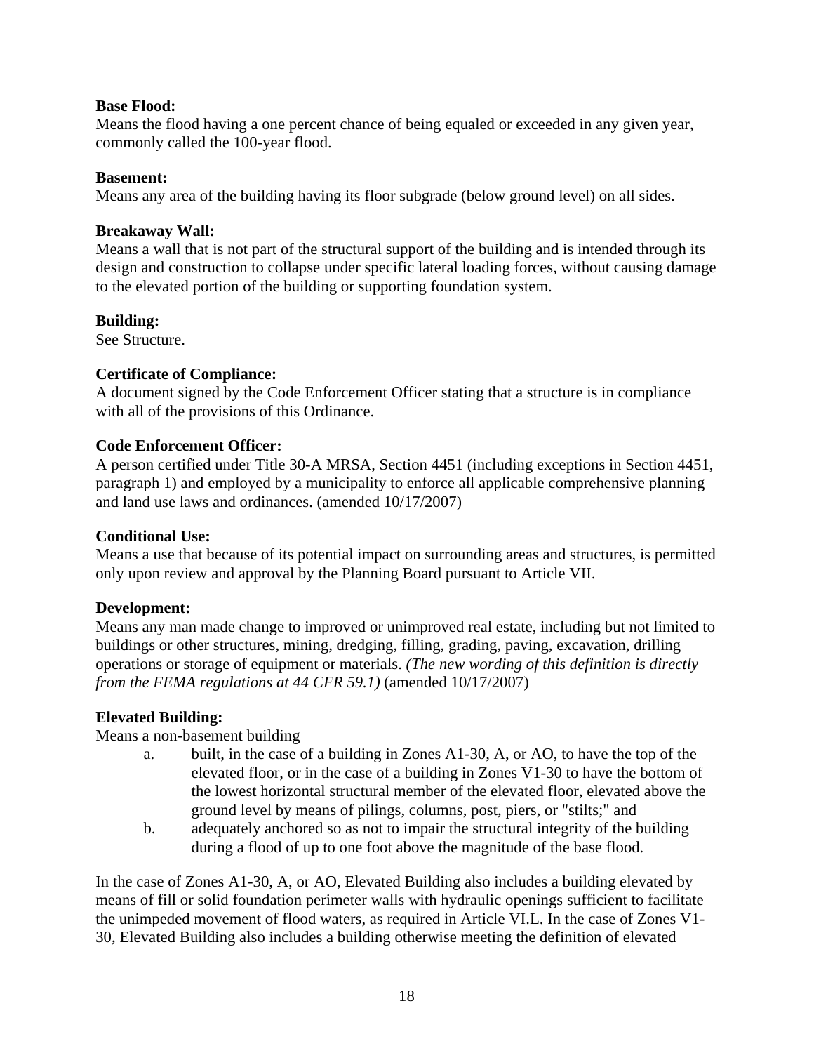**Base Flood:**
Means the flood having a one percent chance of being equaled or exceeded in any given year, commonly called the 100-year flood.

**Basement:**
Means any area of the building having its floor subgrade (below ground level) on all sides.

**Breakaway Wall:**
Means a wall that is not part of the structural support of the building and is intended through its design and construction to collapse under specific lateral loading forces, without causing damage to the elevated portion of the building or supporting foundation system.

**Building:**
See Structure.

**Certificate of Compliance:**
A document signed by the Code Enforcement Officer stating that a structure is in compliance with all of the provisions of this Ordinance.

**Code Enforcement Officer:**
A person certified under Title 30-A MRSA, Section 4451 (including exceptions in Section 4451, paragraph 1) and employed by a municipality to enforce all applicable comprehensive planning and land use laws and ordinances. (amended 10/17/2007)

**Conditional Use:**
Means a use that because of its potential impact on surrounding areas and structures, is permitted only upon review and approval by the Planning Board pursuant to Article VII.

**Development:**
Means any man made change to improved or unimproved real estate, including but not limited to buildings or other structures, mining, dredging, filling, grading, paving, excavation, drilling operations or storage of equipment or materials. *(The new wording of this definition is directly from the FEMA regulations at 44 CFR 59.1)* (amended 10/17/2007)

**Elevated Building:**
Means a non-basement building

a. built, in the case of a building in Zones A1-30, A, or AO, to have the top of the elevated floor, or in the case of a building in Zones V1-30 to have the bottom of the lowest horizontal structural member of the elevated floor, elevated above the ground level by means of pilings, columns, post, piers, or "stilts;" and
b. adequately anchored so as not to impair the structural integrity of the building during a flood of up to one foot above the magnitude of the base flood.

In the case of Zones A1-30, A, or AO, Elevated Building also includes a building elevated by means of fill or solid foundation perimeter walls with hydraulic openings sufficient to facilitate the unimpeded movement of flood waters, as required in Article VI.L. In the case of Zones V1-30, Elevated Building also includes a building otherwise meeting the definition of elevated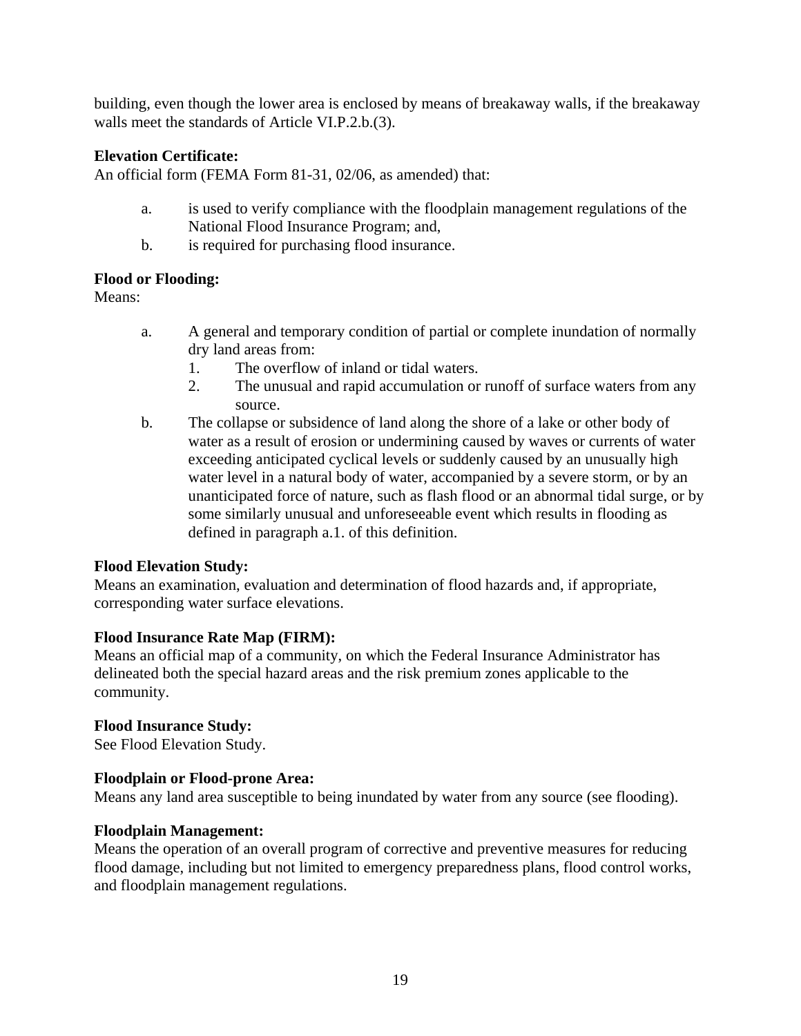building, even though the lower area is enclosed by means of breakaway walls, if the breakaway walls meet the standards of Article VI.P.2.b.(3).

**Elevation Certificate:**
An official form (FEMA Form 81-31, 02/06, as amended) that:

a. is used to verify compliance with the floodplain management regulations of the National Flood Insurance Program; and,
b. is required for purchasing flood insurance.

**Flood or Flooding:**
Means:

a. A general and temporary condition of partial or complete inundation of normally dry land areas from:
   1. The overflow of inland or tidal waters.
   2. The unusual and rapid accumulation or runoff of surface waters from any source.
b. The collapse or subsidence of land along the shore of a lake or other body of water as a result of erosion or undermining caused by waves or currents of water exceeding anticipated cyclical levels or suddenly caused by an unusually high water level in a natural body of water, accompanied by a severe storm, or by an unanticipated force of nature, such as flash flood or an abnormal tidal surge, or by some similarly unusual and unforeseeable event which results in flooding as defined in paragraph a.1. of this definition.

**Flood Elevation Study:**
Means an examination, evaluation and determination of flood hazards and, if appropriate, corresponding water surface elevations.

**Flood Insurance Rate Map (FIRM):**
Means an official map of a community, on which the Federal Insurance Administrator has delineated both the special hazard areas and the risk premium zones applicable to the community.

**Flood Insurance Study:**
See Flood Elevation Study.

**Floodplain or Flood-prone Area:**
Means any land area susceptible to being inundated by water from any source (see flooding).

**Floodplain Management:**
Means the operation of an overall program of corrective and preventive measures for reducing flood damage, including but not limited to emergency preparedness plans, flood control works, and floodplain management regulations.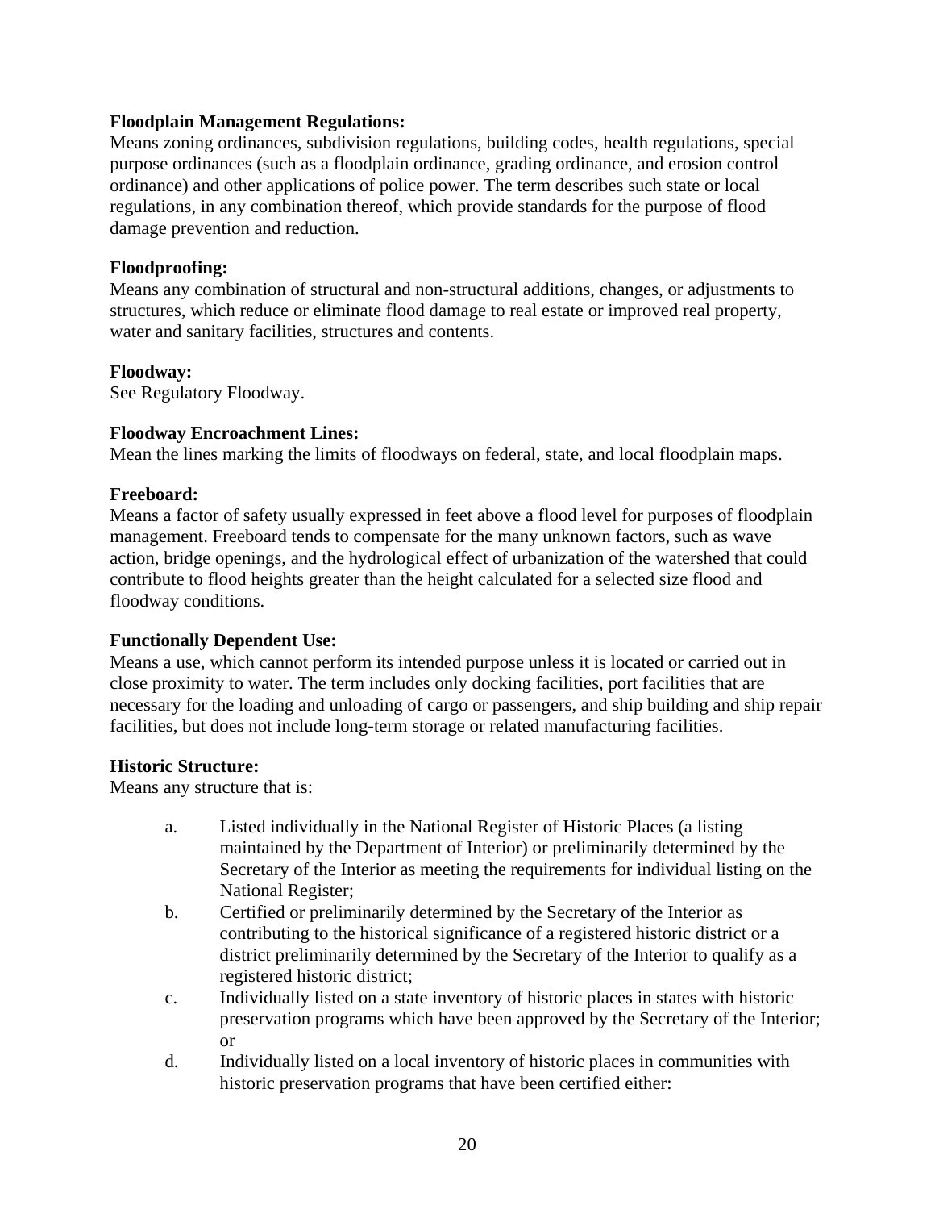**Floodplain Management Regulations:**
Means zoning ordinances, subdivision regulations, building codes, health regulations, special purpose ordinances (such as a floodplain ordinance, grading ordinance, and erosion control ordinance) and other applications of police power. The term describes such state or local regulations, in any combination thereof, which provide standards for the purpose of flood damage prevention and reduction.

**Floodproofing:**
Means any combination of structural and non-structural additions, changes, or adjustments to structures, which reduce or eliminate flood damage to real estate or improved real property, water and sanitary facilities, structures and contents.

**Floodway:**
See Regulatory Floodway.

**Floodway Encroachment Lines:**
Mean the lines marking the limits of floodways on federal, state, and local floodplain maps.

**Freeboard:**
Means a factor of safety usually expressed in feet above a flood level for purposes of floodplain management. Freeboard tends to compensate for the many unknown factors, such as wave action, bridge openings, and the hydrological effect of urbanization of the watershed that could contribute to flood heights greater than the height calculated for a selected size flood and floodway conditions.

**Functionally Dependent Use:**
Means a use, which cannot perform its intended purpose unless it is located or carried out in close proximity to water. The term includes only docking facilities, port facilities that are necessary for the loading and unloading of cargo or passengers, and ship building and ship repair facilities, but does not include long-term storage or related manufacturing facilities.

**Historic Structure:**
Means any structure that is:

a. Listed individually in the National Register of Historic Places (a listing maintained by the Department of Interior) or preliminarily determined by the Secretary of the Interior as meeting the requirements for individual listing on the National Register;
b. Certified or preliminarily determined by the Secretary of the Interior as contributing to the historical significance of a registered historic district or a district preliminarily determined by the Secretary of the Interior to qualify as a registered historic district;
c. Individually listed on a state inventory of historic places in states with historic preservation programs which have been approved by the Secretary of the Interior; or
d. Individually listed on a local inventory of historic places in communities with historic preservation programs that have been certified either: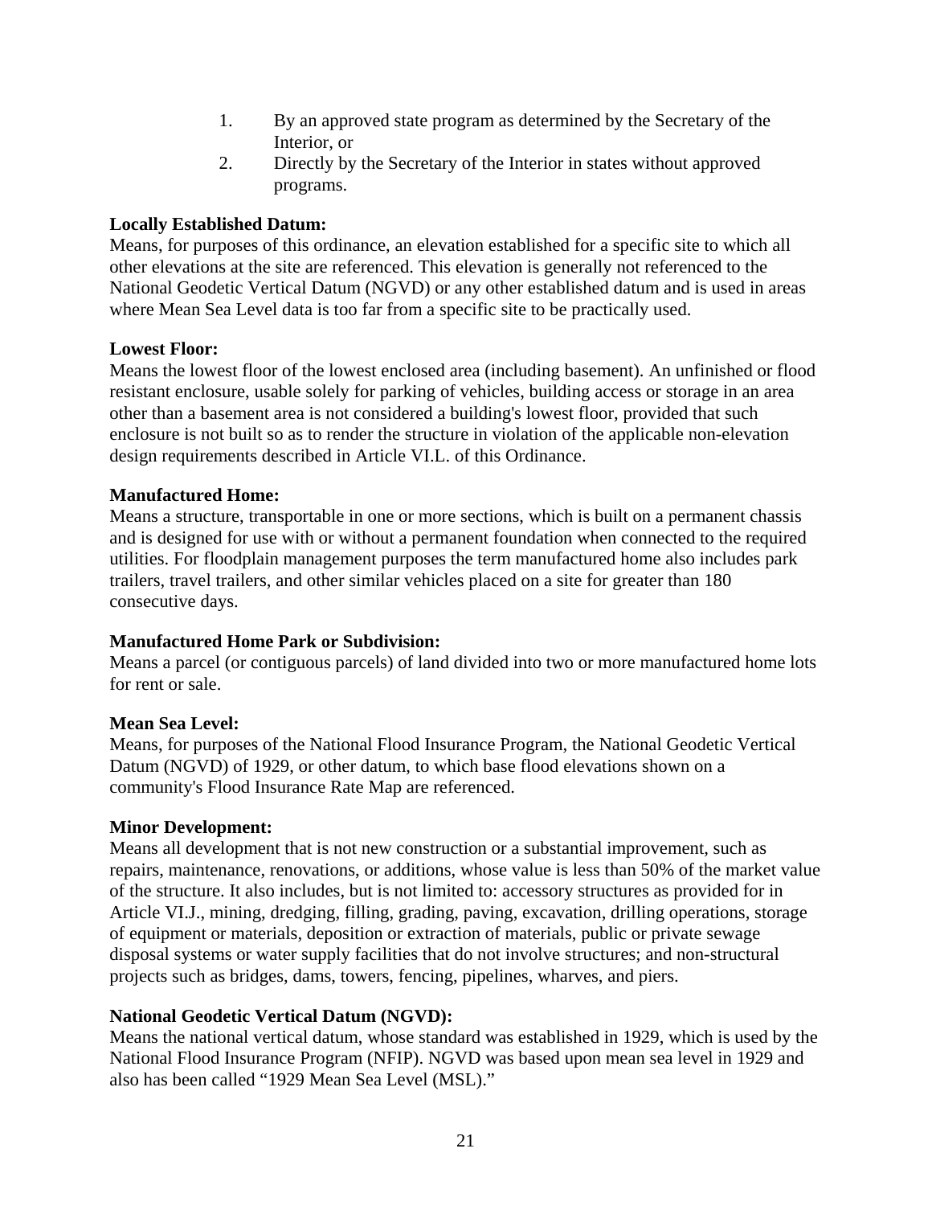1. By an approved state program as determined by the Secretary of the Interior, or
2. Directly by the Secretary of the Interior in states without approved programs.

**Locally Established Datum:**
Means, for purposes of this ordinance, an elevation established for a specific site to which all other elevations at the site are referenced. This elevation is generally not referenced to the National Geodetic Vertical Datum (NGVD) or any other established datum and is used in areas where Mean Sea Level data is too far from a specific site to be practically used.

**Lowest Floor:**
Means the lowest floor of the lowest enclosed area (including basement). An unfinished or flood resistant enclosure, usable solely for parking of vehicles, building access or storage in an area other than a basement area is not considered a building's lowest floor, provided that such enclosure is not built so as to render the structure in violation of the applicable non-elevation design requirements described in Article VI.L. of this Ordinance.

**Manufactured Home:**
Means a structure, transportable in one or more sections, which is built on a permanent chassis and is designed for use with or without a permanent foundation when connected to the required utilities. For floodplain management purposes the term manufactured home also includes park trailers, travel trailers, and other similar vehicles placed on a site for greater than 180 consecutive days.

**Manufactured Home Park or Subdivision:**
Means a parcel (or contiguous parcels) of land divided into two or more manufactured home lots for rent or sale.

**Mean Sea Level:**
Means, for purposes of the National Flood Insurance Program, the National Geodetic Vertical Datum (NGVD) of 1929, or other datum, to which base flood elevations shown on a community's Flood Insurance Rate Map are referenced.

**Minor Development:**
Means all development that is not new construction or a substantial improvement, such as repairs, maintenance, renovations, or additions, whose value is less than 50% of the market value of the structure. It also includes, but is not limited to: accessory structures as provided for in Article VI.J., mining, dredging, filling, grading, paving, excavation, drilling operations, storage of equipment or materials, deposition or extraction of materials, public or private sewage disposal systems or water supply facilities that do not involve structures; and non-structural projects such as bridges, dams, towers, fencing, pipelines, wharves, and piers.

**National Geodetic Vertical Datum (NGVD):**
Means the national vertical datum, whose standard was established in 1929, which is used by the National Flood Insurance Program (NFIP). NGVD was based upon mean sea level in 1929 and also has been called "1929 Mean Sea Level (MSL)."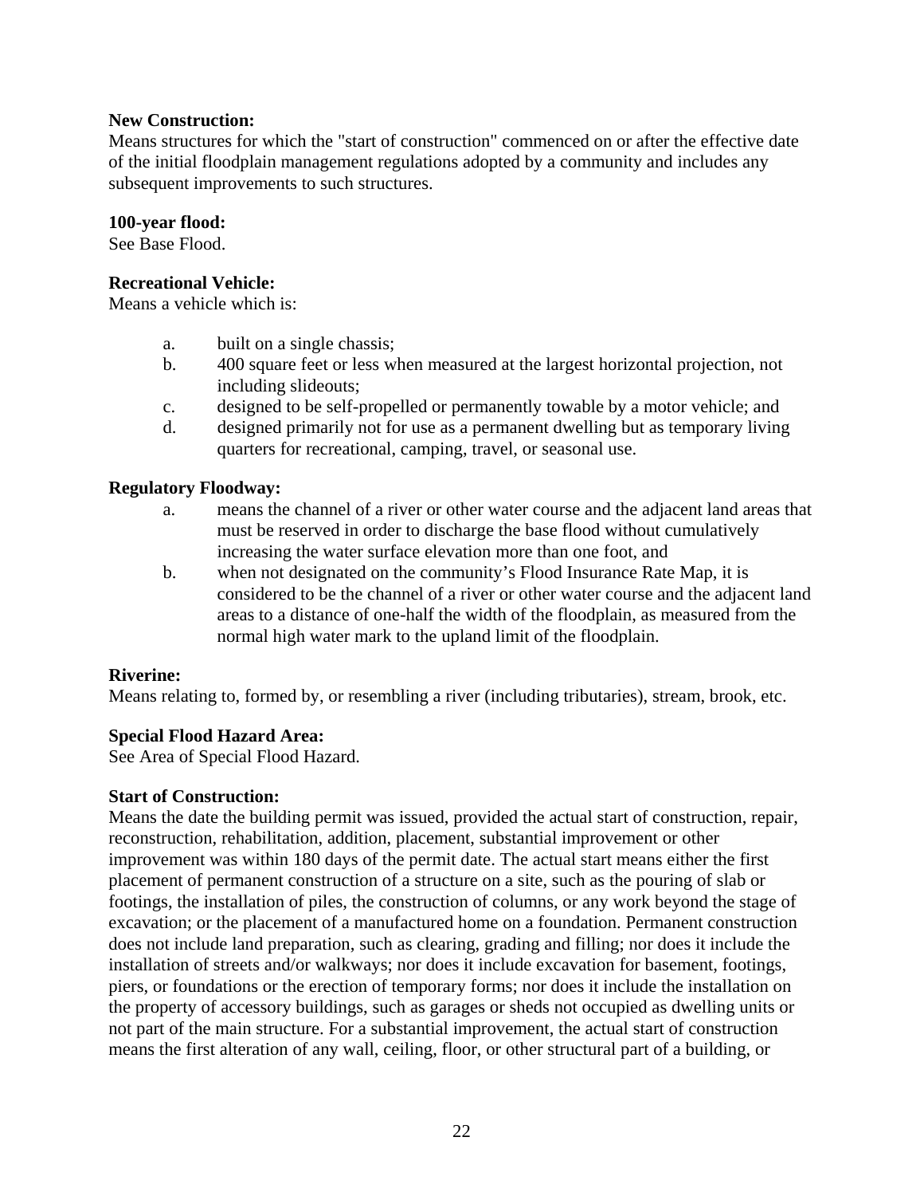**New Construction:**
Means structures for which the "start of construction" commenced on or after the effective date of the initial floodplain management regulations adopted by a community and includes any subsequent improvements to such structures.

**100-year flood:**
See Base Flood.

**Recreational Vehicle:**
Means a vehicle which is:

a. built on a single chassis;
b. 400 square feet or less when measured at the largest horizontal projection, not including slideouts;
c. designed to be self-propelled or permanently towable by a motor vehicle; and
d. designed primarily not for use as a permanent dwelling but as temporary living quarters for recreational, camping, travel, or seasonal use.

**Regulatory Floodway:**

a. means the channel of a river or other water course and the adjacent land areas that must be reserved in order to discharge the base flood without cumulatively increasing the water surface elevation more than one foot, and
b. when not designated on the community's Flood Insurance Rate Map, it is considered to be the channel of a river or other water course and the adjacent land areas to a distance of one-half the width of the floodplain, as measured from the normal high water mark to the upland limit of the floodplain.

**Riverine:**
Means relating to, formed by, or resembling a river (including tributaries), stream, brook, etc.

**Special Flood Hazard Area:**
See Area of Special Flood Hazard.

**Start of Construction:**
Means the date the building permit was issued, provided the actual start of construction, repair, reconstruction, rehabilitation, addition, placement, substantial improvement or other improvement was within 180 days of the permit date. The actual start means either the first placement of permanent construction of a structure on a site, such as the pouring of slab or footings, the installation of piles, the construction of columns, or any work beyond the stage of excavation; or the placement of a manufactured home on a foundation. Permanent construction does not include land preparation, such as clearing, grading and filling; nor does it include the installation of streets and/or walkways; nor does it include excavation for basement, footings, piers, or foundations or the erection of temporary forms; nor does it include the installation on the property of accessory buildings, such as garages or sheds not occupied as dwelling units or not part of the main structure. For a substantial improvement, the actual start of construction means the first alteration of any wall, ceiling, floor, or other structural part of a building, or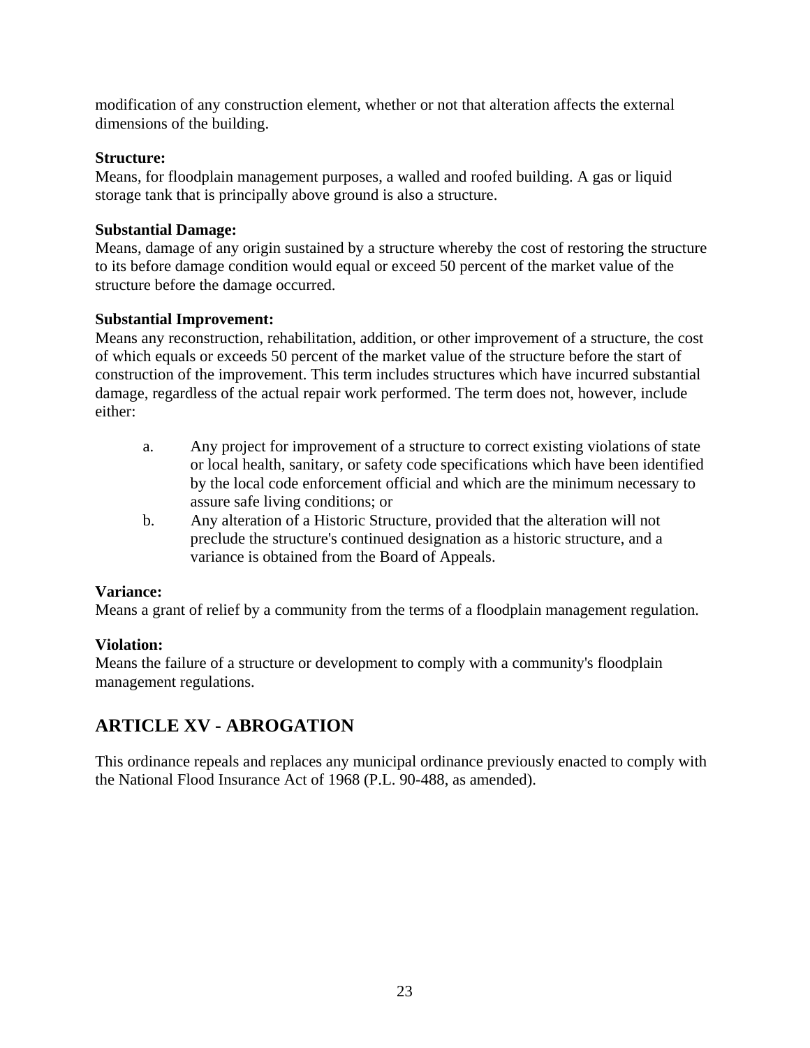modification of any construction element, whether or not that alteration affects the external dimensions of the building.

**Structure:**
Means, for floodplain management purposes, a walled and roofed building. A gas or liquid storage tank that is principally above ground is also a structure.

**Substantial Damage:**
Means, damage of any origin sustained by a structure whereby the cost of restoring the structure to its before damage condition would equal or exceed 50 percent of the market value of the structure before the damage occurred.

**Substantial Improvement:**
Means any reconstruction, rehabilitation, addition, or other improvement of a structure, the cost of which equals or exceeds 50 percent of the market value of the structure before the start of construction of the improvement. This term includes structures which have incurred substantial damage, regardless of the actual repair work performed. The term does not, however, include either:

a. Any project for improvement of a structure to correct existing violations of state or local health, sanitary, or safety code specifications which have been identified by the local code enforcement official and which are the minimum necessary to assure safe living conditions; or

b. Any alteration of a Historic Structure, provided that the alteration will not preclude the structure's continued designation as a historic structure, and a variance is obtained from the Board of Appeals.

**Variance:**
Means a grant of relief by a community from the terms of a floodplain management regulation.

**Violation:**
Means the failure of a structure or development to comply with a community's floodplain management regulations.

## ARTICLE XV - ABROGATION

This ordinance repeals and replaces any municipal ordinance previously enacted to comply with the National Flood Insurance Act of 1968 (P.L. 90-488, as amended).